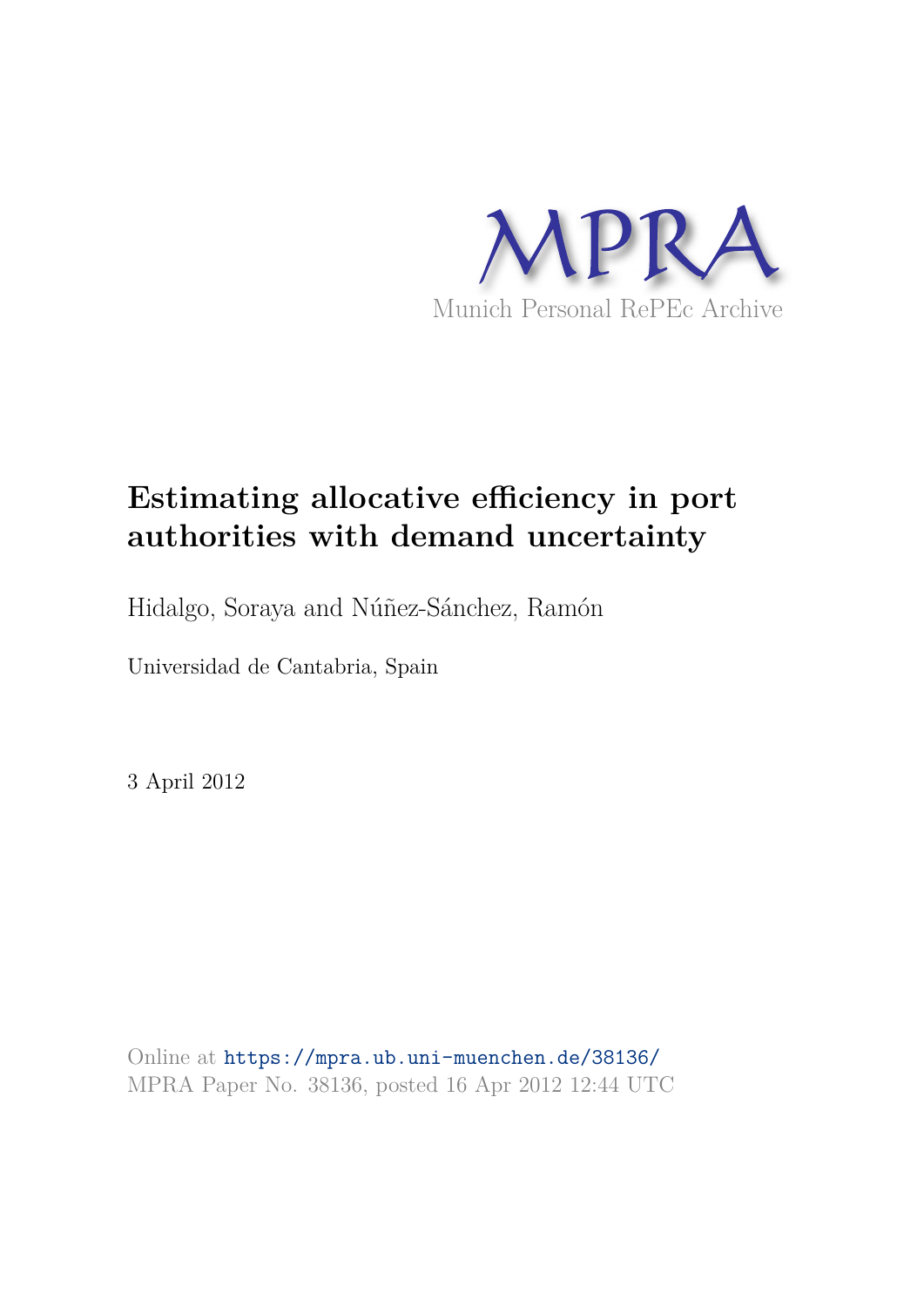MPRA

Munich Personal RePEc Archive

# Estimating allocative efficiency in port authorities with demand uncertainty

Hidalgo, Soraya and Núñez-Sánchez, Ramón

Universidad de Cantabria, Spain

3 April 2012

Online at https://mpra.ub.uni-muenchen.de/38136/
MPRA Paper No. 38136, posted 16 Apr 2012 12:44 UTC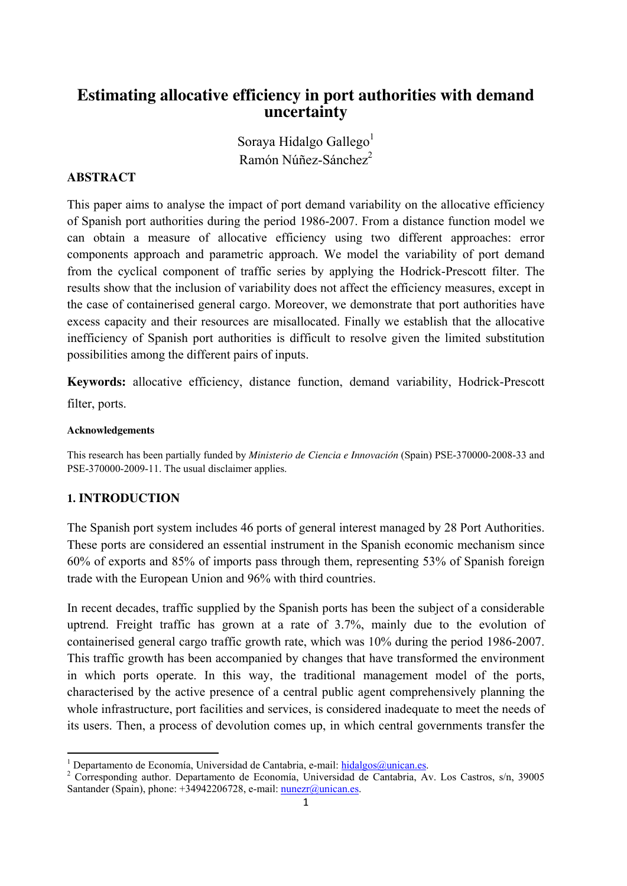# Estimating allocative efficiency in port authorities with demand uncertainty

Soraya Hidalgo Gallego[1]
Ramón Núñez-Sánchez[2]

**ABSTRACT**

This paper aims to analyse the impact of port demand variability on the allocative efficiency of Spanish port authorities during the period 1986-2007. From a distance function model we can obtain a measure of allocative efficiency using two different approaches: error components approach and parametric approach. We model the variability of port demand from the cyclical component of traffic series by applying the Hodrick-Prescott filter. The results show that the inclusion of variability does not affect the efficiency measures, except in the case of containerised general cargo. Moreover, we demonstrate that port authorities have excess capacity and their resources are misallocated. Finally we establish that the allocative inefficiency of Spanish port authorities is difficult to resolve given the limited substitution possibilities among the different pairs of inputs.

**Keywords:** allocative efficiency, distance function, demand variability, Hodrick-Prescott filter, ports.

**Acknowledgements**

This research has been partially funded by *Ministerio de Ciencia e Innovación* (Spain) PSE-370000-2008-33 and PSE-370000-2009-11. The usual disclaimer applies.

## 1. INTRODUCTION

The Spanish port system includes 46 ports of general interest managed by 28 Port Authorities. These ports are considered an essential instrument in the Spanish economic mechanism since 60% of exports and 85% of imports pass through them, representing 53% of Spanish foreign trade with the European Union and 96% with third countries.

In recent decades, traffic supplied by the Spanish ports has been the subject of a considerable uptrend. Freight traffic has grown at a rate of 3.7%, mainly due to the evolution of containerised general cargo traffic growth rate, which was 10% during the period 1986-2007. This traffic growth has been accompanied by changes that have transformed the environment in which ports operate. In this way, the traditional management model of the ports, characterised by the active presence of a central public agent comprehensively planning the whole infrastructure, port facilities and services, is considered inadequate to meet the needs of its users. Then, a process of devolution comes up, in which central governments transfer the

---

[1] Departamento de Economía, Universidad de Cantabria, e-mail: hidalgos@unican.es.

[2] Corresponding author. Departamento de Economía, Universidad de Cantabria, Av. Los Castros, s/n, 39005 Santander (Spain), phone: +34942206728, e-mail: nunezr@unican.es.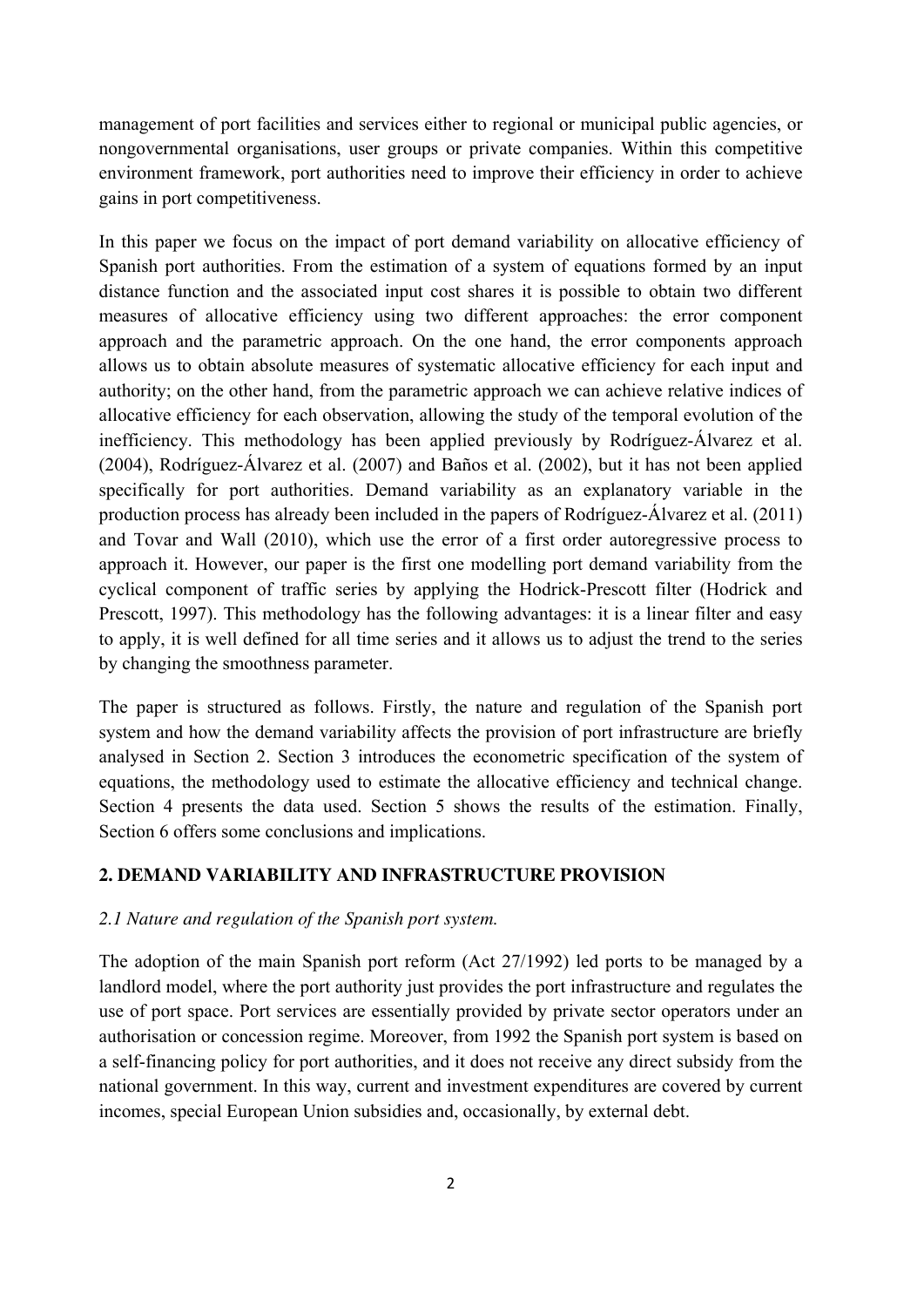management of port facilities and services either to regional or municipal public agencies, or nongovernmental organisations, user groups or private companies. Within this competitive environment framework, port authorities need to improve their efficiency in order to achieve gains in port competitiveness.

In this paper we focus on the impact of port demand variability on allocative efficiency of Spanish port authorities. From the estimation of a system of equations formed by an input distance function and the associated input cost shares it is possible to obtain two different measures of allocative efficiency using two different approaches: the error component approach and the parametric approach. On the one hand, the error components approach allows us to obtain absolute measures of systematic allocative efficiency for each input and authority; on the other hand, from the parametric approach we can achieve relative indices of allocative efficiency for each observation, allowing the study of the temporal evolution of the inefficiency. This methodology has been applied previously by Rodríguez-Álvarez et al. (2004), Rodríguez-Álvarez et al. (2007) and Baños et al. (2002), but it has not been applied specifically for port authorities. Demand variability as an explanatory variable in the production process has already been included in the papers of Rodríguez-Álvarez et al. (2011) and Tovar and Wall (2010), which use the error of a first order autoregressive process to approach it. However, our paper is the first one modelling port demand variability from the cyclical component of traffic series by applying the Hodrick-Prescott filter (Hodrick and Prescott, 1997). This methodology has the following advantages: it is a linear filter and easy to apply, it is well defined for all time series and it allows us to adjust the trend to the series by changing the smoothness parameter.

The paper is structured as follows. Firstly, the nature and regulation of the Spanish port system and how the demand variability affects the provision of port infrastructure are briefly analysed in Section 2. Section 3 introduces the econometric specification of the system of equations, the methodology used to estimate the allocative efficiency and technical change. Section 4 presents the data used. Section 5 shows the results of the estimation. Finally, Section 6 offers some conclusions and implications.

## 2. DEMAND VARIABILITY AND INFRASTRUCTURE PROVISION

### *2.1 Nature and regulation of the Spanish port system.*

The adoption of the main Spanish port reform (Act 27/1992) led ports to be managed by a landlord model, where the port authority just provides the port infrastructure and regulates the use of port space. Port services are essentially provided by private sector operators under an authorisation or concession regime. Moreover, from 1992 the Spanish port system is based on a self-financing policy for port authorities, and it does not receive any direct subsidy from the national government. In this way, current and investment expenditures are covered by current incomes, special European Union subsidies and, occasionally, by external debt.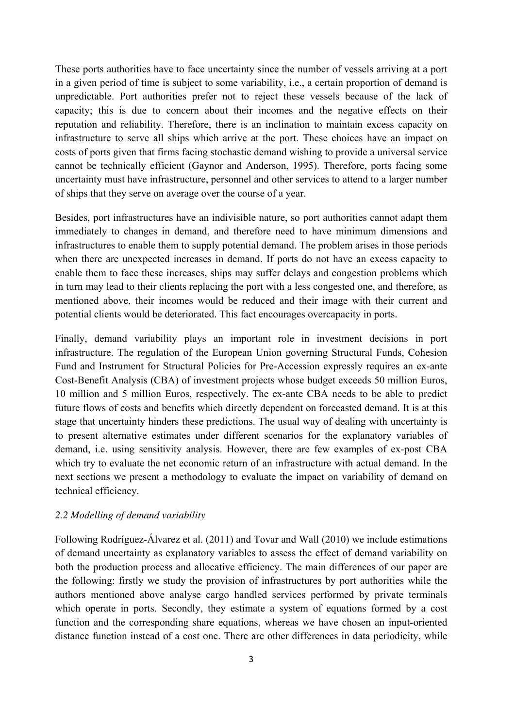These ports authorities have to face uncertainty since the number of vessels arriving at a port in a given period of time is subject to some variability, i.e., a certain proportion of demand is unpredictable. Port authorities prefer not to reject these vessels because of the lack of capacity; this is due to concern about their incomes and the negative effects on their reputation and reliability. Therefore, there is an inclination to maintain excess capacity on infrastructure to serve all ships which arrive at the port. These choices have an impact on costs of ports given that firms facing stochastic demand wishing to provide a universal service cannot be technically efficient (Gaynor and Anderson, 1995). Therefore, ports facing some uncertainty must have infrastructure, personnel and other services to attend to a larger number of ships that they serve on average over the course of a year.

Besides, port infrastructures have an indivisible nature, so port authorities cannot adapt them immediately to changes in demand, and therefore need to have minimum dimensions and infrastructures to enable them to supply potential demand. The problem arises in those periods when there are unexpected increases in demand. If ports do not have an excess capacity to enable them to face these increases, ships may suffer delays and congestion problems which in turn may lead to their clients replacing the port with a less congested one, and therefore, as mentioned above, their incomes would be reduced and their image with their current and potential clients would be deteriorated. This fact encourages overcapacity in ports.

Finally, demand variability plays an important role in investment decisions in port infrastructure. The regulation of the European Union governing Structural Funds, Cohesion Fund and Instrument for Structural Policies for Pre-Accession expressly requires an ex-ante Cost-Benefit Analysis (CBA) of investment projects whose budget exceeds 50 million Euros, 10 million and 5 million Euros, respectively. The ex-ante CBA needs to be able to predict future flows of costs and benefits which directly dependent on forecasted demand. It is at this stage that uncertainty hinders these predictions. The usual way of dealing with uncertainty is to present alternative estimates under different scenarios for the explanatory variables of demand, i.e. using sensitivity analysis. However, there are few examples of ex-post CBA which try to evaluate the net economic return of an infrastructure with actual demand. In the next sections we present a methodology to evaluate the impact on variability of demand on technical efficiency.

### *2.2 Modelling of demand variability*

Following Rodríguez-Álvarez et al. (2011) and Tovar and Wall (2010) we include estimations of demand uncertainty as explanatory variables to assess the effect of demand variability on both the production process and allocative efficiency. The main differences of our paper are the following: firstly we study the provision of infrastructures by port authorities while the authors mentioned above analyse cargo handled services performed by private terminals which operate in ports. Secondly, they estimate a system of equations formed by a cost function and the corresponding share equations, whereas we have chosen an input-oriented distance function instead of a cost one. There are other differences in data periodicity, while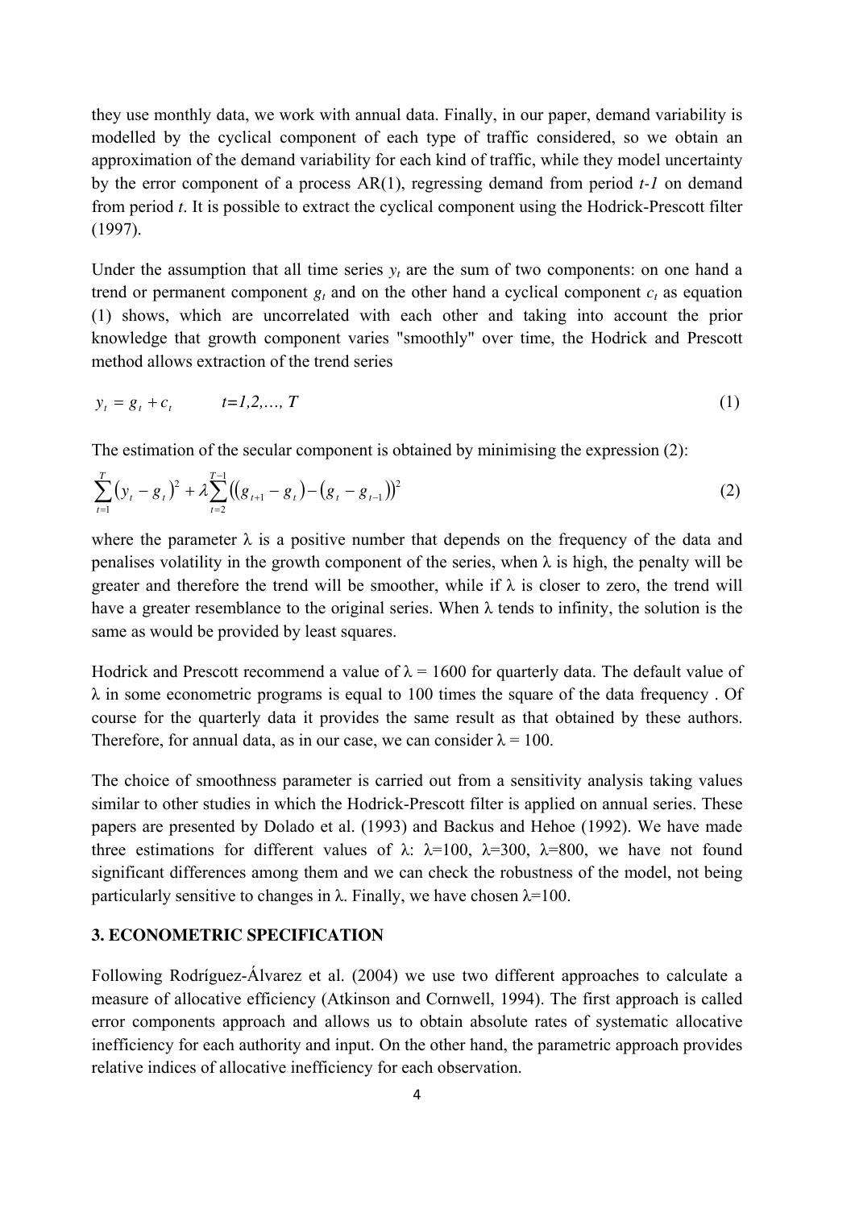they use monthly data, we work with annual data. Finally, in our paper, demand variability is modelled by the cyclical component of each type of traffic considered, so we obtain an approximation of the demand variability for each kind of traffic, while they model uncertainty by the error component of a process AR(1), regressing demand from period *t-1* on demand from period *t*. It is possible to extract the cyclical component using the Hodrick-Prescott filter (1997).

Under the assumption that all time series $y_t$ are the sum of two components: on one hand a trend or permanent component $g_t$ and on the other hand a cyclical component $c_t$ as equation (1) shows, which are uncorrelated with each other and taking into account the prior knowledge that growth component varies "smoothly" over time, the Hodrick and Prescott method allows extraction of the trend series

$$y_t = g_t + c_t \qquad t=1,2,\ldots, T \tag{1}$$

The estimation of the secular component is obtained by minimising the expression (2):

$$\sum_{t=1}^{T}\left(y_t - g_t\right)^2 + \lambda \sum_{t=2}^{T-1}\left(\left(g_{t+1} - g_t\right) - \left(g_t - g_{t-1}\right)\right)^2 \tag{2}$$

where the parameter λ is a positive number that depends on the frequency of the data and penalises volatility in the growth component of the series, when λ is high, the penalty will be greater and therefore the trend will be smoother, while if λ is closer to zero, the trend will have a greater resemblance to the original series. When λ tends to infinity, the solution is the same as would be provided by least squares.

Hodrick and Prescott recommend a value of $\lambda = 1600$ for quarterly data. The default value of λ in some econometric programs is equal to 100 times the square of the data frequency . Of course for the quarterly data it provides the same result as that obtained by these authors. Therefore, for annual data, as in our case, we can consider $\lambda = 100$.

The choice of smoothness parameter is carried out from a sensitivity analysis taking values similar to other studies in which the Hodrick-Prescott filter is applied on annual series. These papers are presented by Dolado et al. (1993) and Backus and Hehoe (1992). We have made three estimations for different values of λ: $\lambda=100$, $\lambda=300$, $\lambda=800$, we have not found significant differences among them and we can check the robustness of the model, not being particularly sensitive to changes in λ. Finally, we have chosen $\lambda=100$.

## 3. ECONOMETRIC SPECIFICATION

Following Rodríguez-Álvarez et al. (2004) we use two different approaches to calculate a measure of allocative efficiency (Atkinson and Cornwell, 1994). The first approach is called error components approach and allows us to obtain absolute rates of systematic allocative inefficiency for each authority and input. On the other hand, the parametric approach provides relative indices of allocative inefficiency for each observation.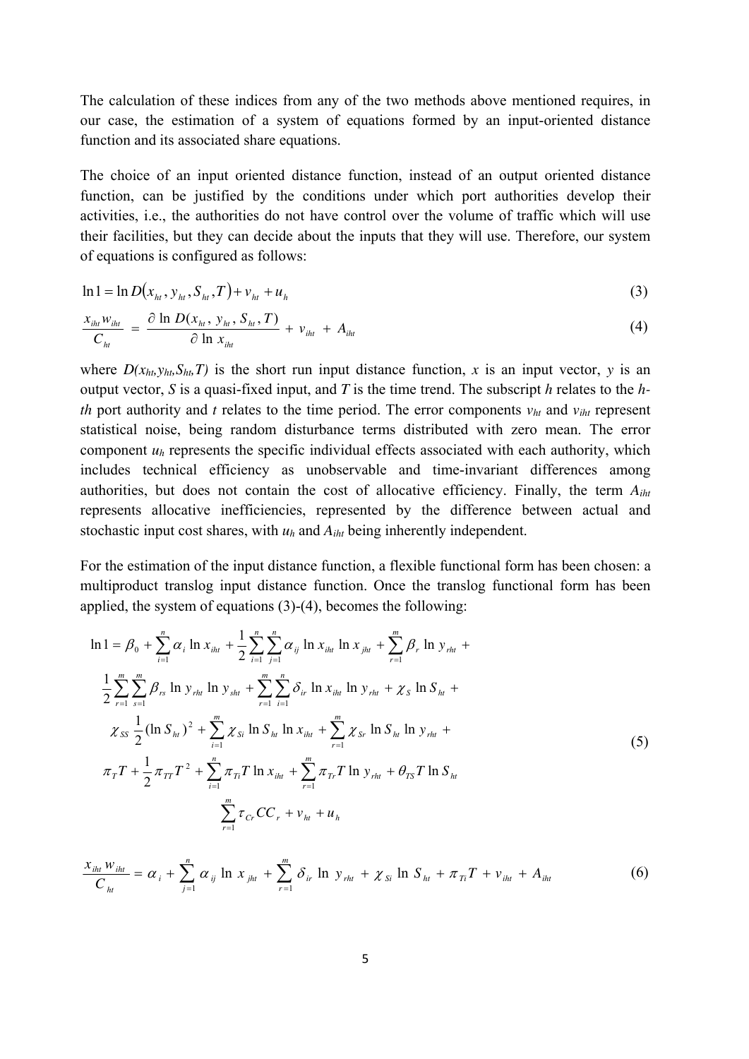The calculation of these indices from any of the two methods above mentioned requires, in our case, the estimation of a system of equations formed by an input-oriented distance function and its associated share equations.

The choice of an input oriented distance function, instead of an output oriented distance function, can be justified by the conditions under which port authorities develop their activities, i.e., the authorities do not have control over the volume of traffic which will use their facilities, but they can decide about the inputs that they will use. Therefore, our system of equations is configured as follows:

$$\ln 1 = \ln D\left(x_{ht}, y_{ht}, S_{ht}, T\right) + v_{ht} + u_h \tag{3}$$

$$\frac{x_{iht} w_{iht}}{C_{ht}} = \frac{\partial \ln D(x_{ht}, y_{ht}, S_{ht}, T)}{\partial \ln x_{iht}} + v_{iht} + A_{iht} \tag{4}$$

where $D(x_{ht}, y_{ht}, S_{ht}, T)$ is the short run input distance function, $x$ is an input vector, $y$ is an output vector, $S$ is a quasi-fixed input, and $T$ is the time trend. The subscript $h$ relates to the *h-th* port authority and $t$ relates to the time period. The error components $v_{ht}$ and $v_{iht}$ represent statistical noise, being random disturbance terms distributed with zero mean. The error component $u_h$ represents the specific individual effects associated with each authority, which includes technical efficiency as unobservable and time-invariant differences among authorities, but does not contain the cost of allocative efficiency. Finally, the term $A_{iht}$ represents allocative inefficiencies, represented by the difference between actual and stochastic input cost shares, with $u_h$ and $A_{iht}$ being inherently independent.

For the estimation of the input distance function, a flexible functional form has been chosen: a multiproduct translog input distance function. Once the translog functional form has been applied, the system of equations (3)-(4), becomes the following:

$$\begin{aligned}
\ln 1 = {} & \beta_0 + \sum_{i=1}^{n} \alpha_i \ln x_{iht} + \frac{1}{2}\sum_{i=1}^{n}\sum_{j=1}^{n} \alpha_{ij} \ln x_{iht} \ln x_{jht} + \sum_{r=1}^{m} \beta_r \ln y_{rht} + \\
& \frac{1}{2}\sum_{r=1}^{m}\sum_{s=1}^{m} \beta_{rs} \ln y_{rht} \ln y_{sht} + \sum_{r=1}^{m}\sum_{i=1}^{n} \delta_{ir} \ln x_{iht} \ln y_{rht} + \chi_S \ln S_{ht} + \\
& \chi_{SS} \frac{1}{2} (\ln S_{ht})^2 + \sum_{i=1}^{n} \chi_{Si} \ln S_{ht} \ln x_{iht} + \sum_{r=1}^{m} \chi_{Sr} \ln S_{ht} \ln y_{rht} + \\
& \pi_T T + \frac{1}{2}\pi_{TT} T^2 + \sum_{i=1}^{n} \pi_{Ti} T \ln x_{iht} + \sum_{r=1}^{m} \pi_{Tr} T \ln y_{rht} + \theta_{TS} T \ln S_{ht} \\
& \sum_{r=1}^{m} \tau_{Cr} CC_r + v_{ht} + u_h
\end{aligned} \tag{5}$$

$$\frac{x_{iht} w_{iht}}{C_{ht}} = \alpha_i + \sum_{j=1}^{n} \alpha_{ij} \ln x_{jht} + \sum_{r=1}^{m} \delta_{ir} \ln y_{rht} + \chi_{Si} \ln S_{ht} + \pi_{Ti} T + v_{iht} + A_{iht} \tag{6}$$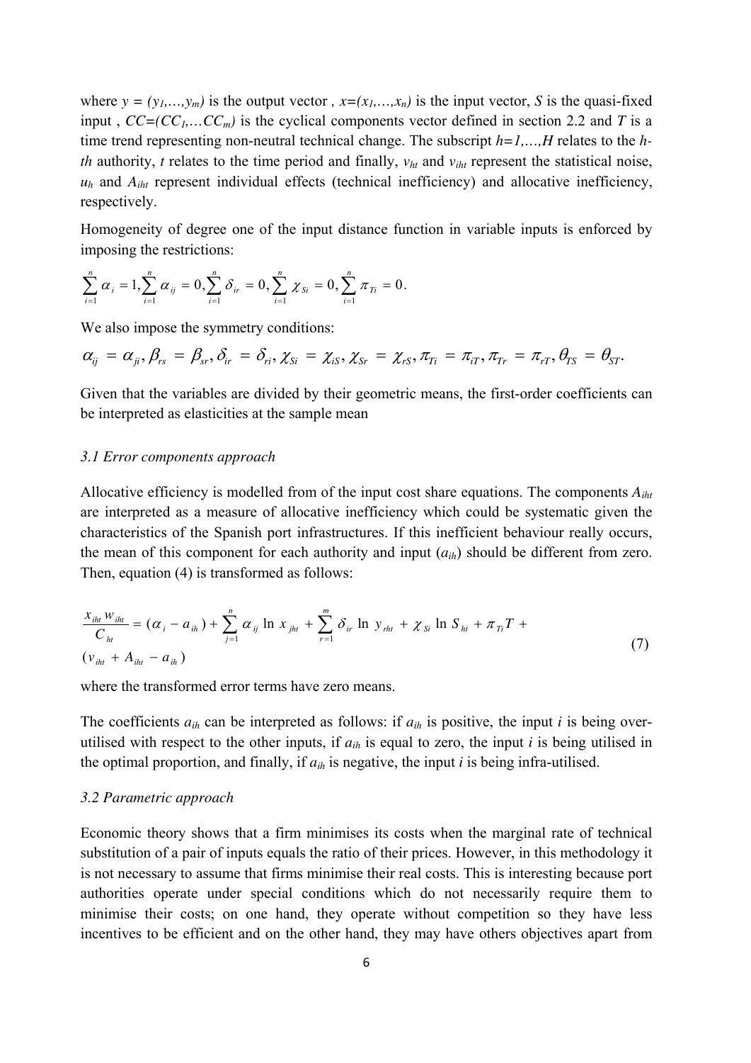where $y = (y_1,\ldots,y_m)$ is the output vector , $x=(x_1,\ldots,x_n)$ is the input vector, $S$ is the quasi-fixed input , $CC=(CC_1,\ldots CC_m)$ is the cyclical components vector defined in section 2.2 and $T$ is a time trend representing non-neutral technical change. The subscript $h=1,\ldots,H$ relates to the $h$-$th$ authority, $t$ relates to the time period and finally, $v_{ht}$ and $v_{iht}$ represent the statistical noise, $u_h$ and $A_{iht}$ represent individual effects (technical inefficiency) and allocative inefficiency, respectively.

Homogeneity of degree one of the input distance function in variable inputs is enforced by imposing the restrictions:

$$\sum_{i=1}^{n} \alpha_i = 1, \sum_{i=1}^{n} \alpha_{ij} = 0, \sum_{i=1}^{n} \delta_{ir} = 0, \sum_{i=1}^{n} \chi_{Si} = 0, \sum_{i=1}^{n} \pi_{Ti} = 0.$$

We also impose the symmetry conditions:

$$\alpha_{ij} = \alpha_{ji}, \beta_{rs} = \beta_{sr}, \delta_{ir} = \delta_{ri}, \chi_{Si} = \chi_{iS}, \chi_{Sr} = \chi_{rS}, \pi_{Ti} = \pi_{iT}, \pi_{Tr} = \pi_{rT}, \theta_{TS} = \theta_{ST}.$$

Given that the variables are divided by their geometric means, the first-order coefficients can be interpreted as elasticities at the sample mean

### *3.1 Error components approach*

Allocative efficiency is modelled from of the input cost share equations. The components $A_{iht}$ are interpreted as a measure of allocative inefficiency which could be systematic given the characteristics of the Spanish port infrastructures. If this inefficient behaviour really occurs, the mean of this component for each authority and input ($a_{ih}$) should be different from zero. Then, equation (4) is transformed as follows:

$$\frac{x_{iht}\, w_{iht}}{C_{ht}} = (\alpha_i - a_{ih}) + \sum_{j=1}^{n} \alpha_{ij} \ln x_{jht} + \sum_{r=1}^{m} \delta_{ir} \ln y_{rht} + \chi_{Si} \ln S_{ht} + \pi_{Ti} T + (v_{iht} + A_{iht} - a_{ih}) \tag{7}$$

where the transformed error terms have zero means.

The coefficients $a_{ih}$ can be interpreted as follows: if $a_{ih}$ is positive, the input $i$ is being over-utilised with respect to the other inputs, if $a_{ih}$ is equal to zero, the input $i$ is being utilised in the optimal proportion, and finally, if $a_{ih}$ is negative, the input $i$ is being infra-utilised.

### *3.2 Parametric approach*

Economic theory shows that a firm minimises its costs when the marginal rate of technical substitution of a pair of inputs equals the ratio of their prices. However, in this methodology it is not necessary to assume that firms minimise their real costs. This is interesting because port authorities operate under special conditions which do not necessarily require them to minimise their costs; on one hand, they operate without competition so they have less incentives to be efficient and on the other hand, they may have others objectives apart from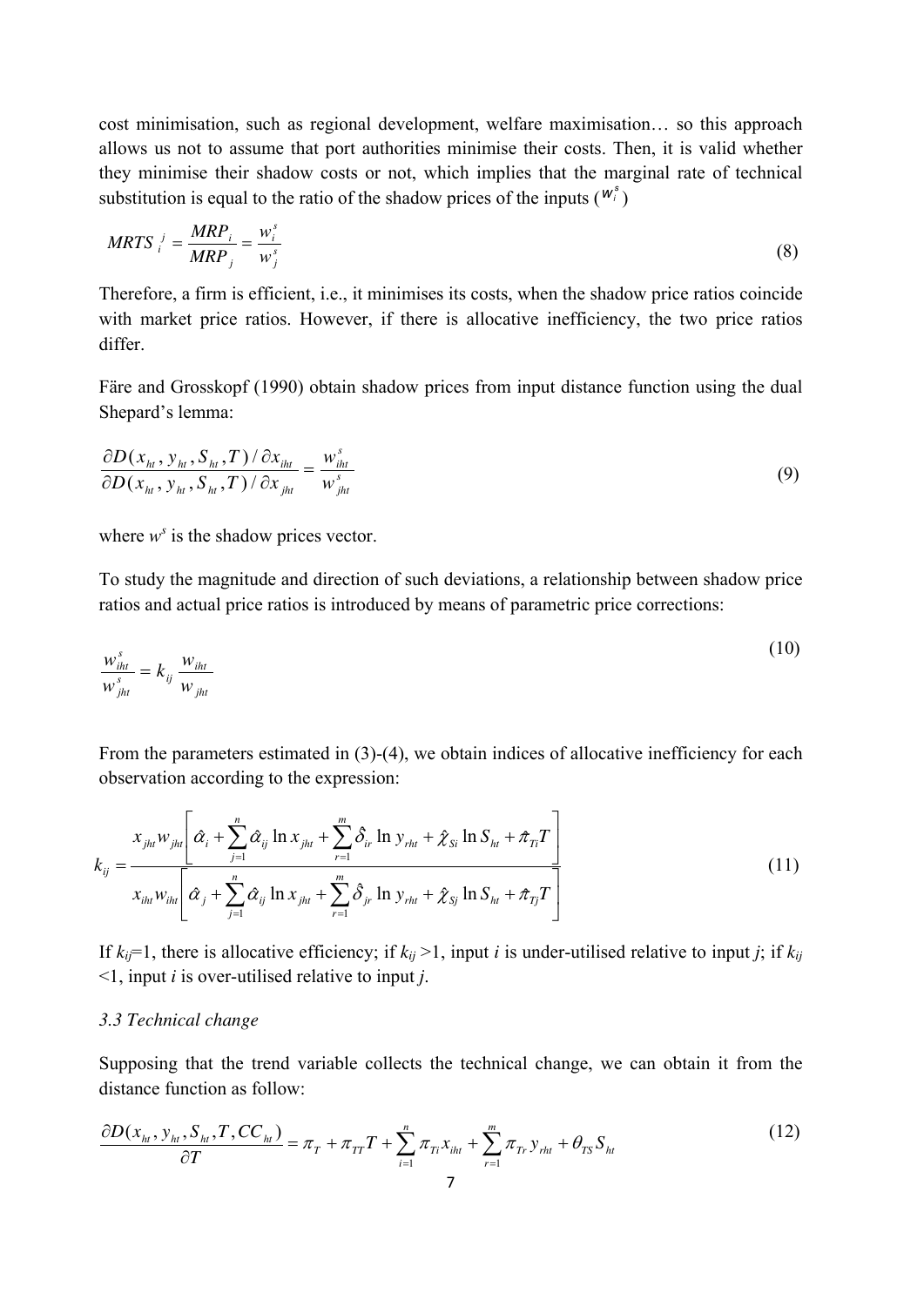cost minimisation, such as regional development, welfare maximisation… so this approach allows us not to assume that port authorities minimise their costs. Then, it is valid whether they minimise their shadow costs or not, which implies that the marginal rate of technical substitution is equal to the ratio of the shadow prices of the inputs ($w_i^s$)

$$MRTS_i^j = \frac{MRP_i}{MRP_j} = \frac{w_i^s}{w_j^s} \tag{8}$$

Therefore, a firm is efficient, i.e., it minimises its costs, when the shadow price ratios coincide with market price ratios. However, if there is allocative inefficiency, the two price ratios differ.

Färe and Grosskopf (1990) obtain shadow prices from input distance function using the dual Shepard's lemma:

$$\frac{\partial D(x_{ht}, y_{ht}, S_{ht}, T)/\partial x_{iht}}{\partial D(x_{ht}, y_{ht}, S_{ht}, T)/\partial x_{jht}} = \frac{w_{iht}^s}{w_{jht}^s} \tag{9}$$

where $w^s$ is the shadow prices vector.

To study the magnitude and direction of such deviations, a relationship between shadow price ratios and actual price ratios is introduced by means of parametric price corrections:

$$\frac{w_{iht}^s}{w_{jht}^s} = k_{ij}\frac{w_{iht}}{w_{jht}} \tag{10}$$

From the parameters estimated in (3)-(4), we obtain indices of allocative inefficiency for each observation according to the expression:

$$k_{ij} = \frac{x_{jht}w_{jht}\left[\hat{\alpha}_i + \sum_{j=1}^{n}\hat{\alpha}_{ij}\ln x_{jht} + \sum_{r=1}^{m}\hat{\delta}_{ir}\ln y_{rht} + \hat{\chi}_{Si}\ln S_{ht} + \hat{\pi}_{Ti}T\right]}{x_{iht}w_{iht}\left[\hat{\alpha}_j + \sum_{j=1}^{n}\hat{\alpha}_{ij}\ln x_{jht} + \sum_{r=1}^{m}\hat{\delta}_{jr}\ln y_{rht} + \hat{\chi}_{Sj}\ln S_{ht} + \hat{\pi}_{Tj}T\right]} \tag{11}$$

If $k_{ij}$=1, there is allocative efficiency; if $k_{ij}$ >1, input *i* is under-utilised relative to input *j*; if $k_{ij}$ <1, input *i* is over-utilised relative to input *j*.

*3.3 Technical change*

Supposing that the trend variable collects the technical change, we can obtain it from the distance function as follow:

$$\frac{\partial D(x_{ht}, y_{ht}, S_{ht}, T, CC_{ht})}{\partial T} = \pi_T + \pi_{TT}T + \sum_{i=1}^{n}\pi_{Ti}x_{iht} + \sum_{r=1}^{m}\pi_{Tr}y_{rht} + \theta_{TS}S_{ht} \tag{12}$$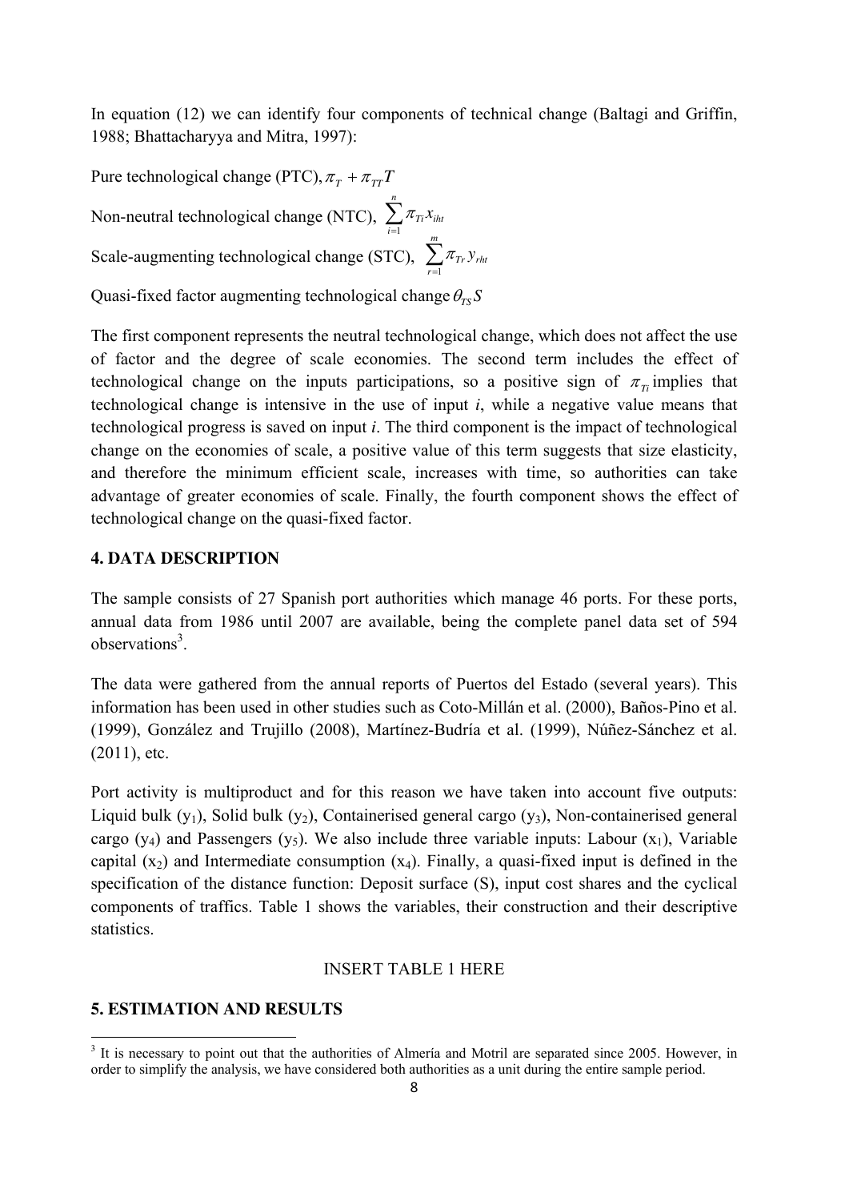In equation (12) we can identify four components of technical change (Baltagi and Griffin, 1988; Bhattacharyya and Mitra, 1997):

Pure technological change (PTC), $\pi_T + \pi_{TT} T$

Non-neutral technological change (NTC), $\sum_{i=1}^{n} \pi_{Ti} x_{iht}$

Scale-augmenting technological change (STC), $\sum_{r=1}^{m} \pi_{Tr} y_{rht}$

Quasi-fixed factor augmenting technological change $\theta_{TS} S$

The first component represents the neutral technological change, which does not affect the use of factor and the degree of scale economies. The second term includes the effect of technological change on the inputs participations, so a positive sign of $\pi_{Ti}$ implies that technological change is intensive in the use of input *i*, while a negative value means that technological progress is saved on input *i*. The third component is the impact of technological change on the economies of scale, a positive value of this term suggests that size elasticity, and therefore the minimum efficient scale, increases with time, so authorities can take advantage of greater economies of scale. Finally, the fourth component shows the effect of technological change on the quasi-fixed factor.

## 4. DATA DESCRIPTION

The sample consists of 27 Spanish port authorities which manage 46 ports. For these ports, annual data from 1986 until 2007 are available, being the complete panel data set of 594 observations[3].

The data were gathered from the annual reports of Puertos del Estado (several years). This information has been used in other studies such as Coto-Millán et al. (2000), Baños-Pino et al. (1999), González and Trujillo (2008), Martínez-Budría et al. (1999), Núñez-Sánchez et al. (2011), etc.

Port activity is multiproduct and for this reason we have taken into account five outputs: Liquid bulk ($y_1$), Solid bulk ($y_2$), Containerised general cargo ($y_3$), Non-containerised general cargo ($y_4$) and Passengers ($y_5$). We also include three variable inputs: Labour ($x_1$), Variable capital ($x_2$) and Intermediate consumption ($x_4$). Finally, a quasi-fixed input is defined in the specification of the distance function: Deposit surface (S), input cost shares and the cyclical components of traffics. Table 1 shows the variables, their construction and their descriptive statistics.

INSERT TABLE 1 HERE

## 5. ESTIMATION AND RESULTS

[3] It is necessary to point out that the authorities of Almería and Motril are separated since 2005. However, in order to simplify the analysis, we have considered both authorities as a unit during the entire sample period.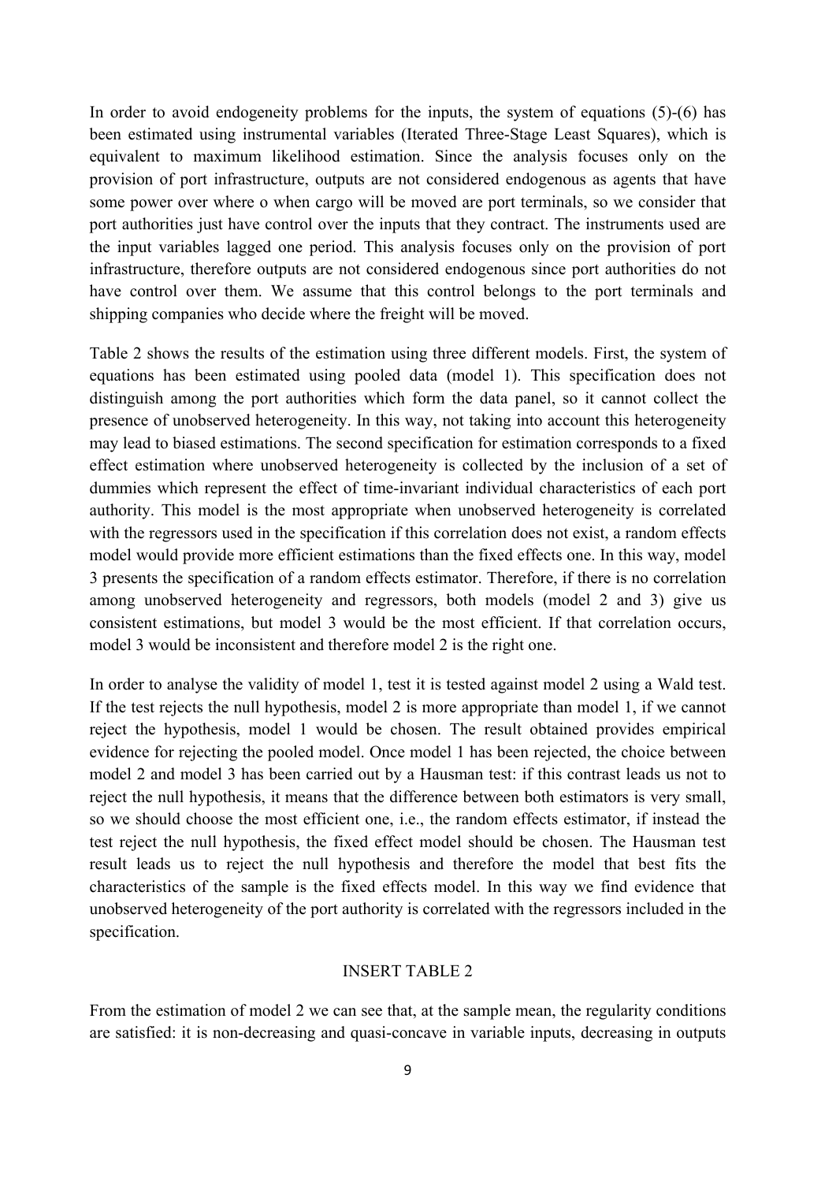In order to avoid endogeneity problems for the inputs, the system of equations (5)-(6) has been estimated using instrumental variables (Iterated Three-Stage Least Squares), which is equivalent to maximum likelihood estimation. Since the analysis focuses only on the provision of port infrastructure, outputs are not considered endogenous as agents that have some power over where o when cargo will be moved are port terminals, so we consider that port authorities just have control over the inputs that they contract. The instruments used are the input variables lagged one period. This analysis focuses only on the provision of port infrastructure, therefore outputs are not considered endogenous since port authorities do not have control over them. We assume that this control belongs to the port terminals and shipping companies who decide where the freight will be moved.

Table 2 shows the results of the estimation using three different models. First, the system of equations has been estimated using pooled data (model 1). This specification does not distinguish among the port authorities which form the data panel, so it cannot collect the presence of unobserved heterogeneity. In this way, not taking into account this heterogeneity may lead to biased estimations. The second specification for estimation corresponds to a fixed effect estimation where unobserved heterogeneity is collected by the inclusion of a set of dummies which represent the effect of time-invariant individual characteristics of each port authority. This model is the most appropriate when unobserved heterogeneity is correlated with the regressors used in the specification if this correlation does not exist, a random effects model would provide more efficient estimations than the fixed effects one. In this way, model 3 presents the specification of a random effects estimator. Therefore, if there is no correlation among unobserved heterogeneity and regressors, both models (model 2 and 3) give us consistent estimations, but model 3 would be the most efficient. If that correlation occurs, model 3 would be inconsistent and therefore model 2 is the right one.

In order to analyse the validity of model 1, test it is tested against model 2 using a Wald test. If the test rejects the null hypothesis, model 2 is more appropriate than model 1, if we cannot reject the hypothesis, model 1 would be chosen. The result obtained provides empirical evidence for rejecting the pooled model. Once model 1 has been rejected, the choice between model 2 and model 3 has been carried out by a Hausman test: if this contrast leads us not to reject the null hypothesis, it means that the difference between both estimators is very small, so we should choose the most efficient one, i.e., the random effects estimator, if instead the test reject the null hypothesis, the fixed effect model should be chosen. The Hausman test result leads us to reject the null hypothesis and therefore the model that best fits the characteristics of the sample is the fixed effects model. In this way we find evidence that unobserved heterogeneity of the port authority is correlated with the regressors included in the specification.

INSERT TABLE 2

From the estimation of model 2 we can see that, at the sample mean, the regularity conditions are satisfied: it is non-decreasing and quasi-concave in variable inputs, decreasing in outputs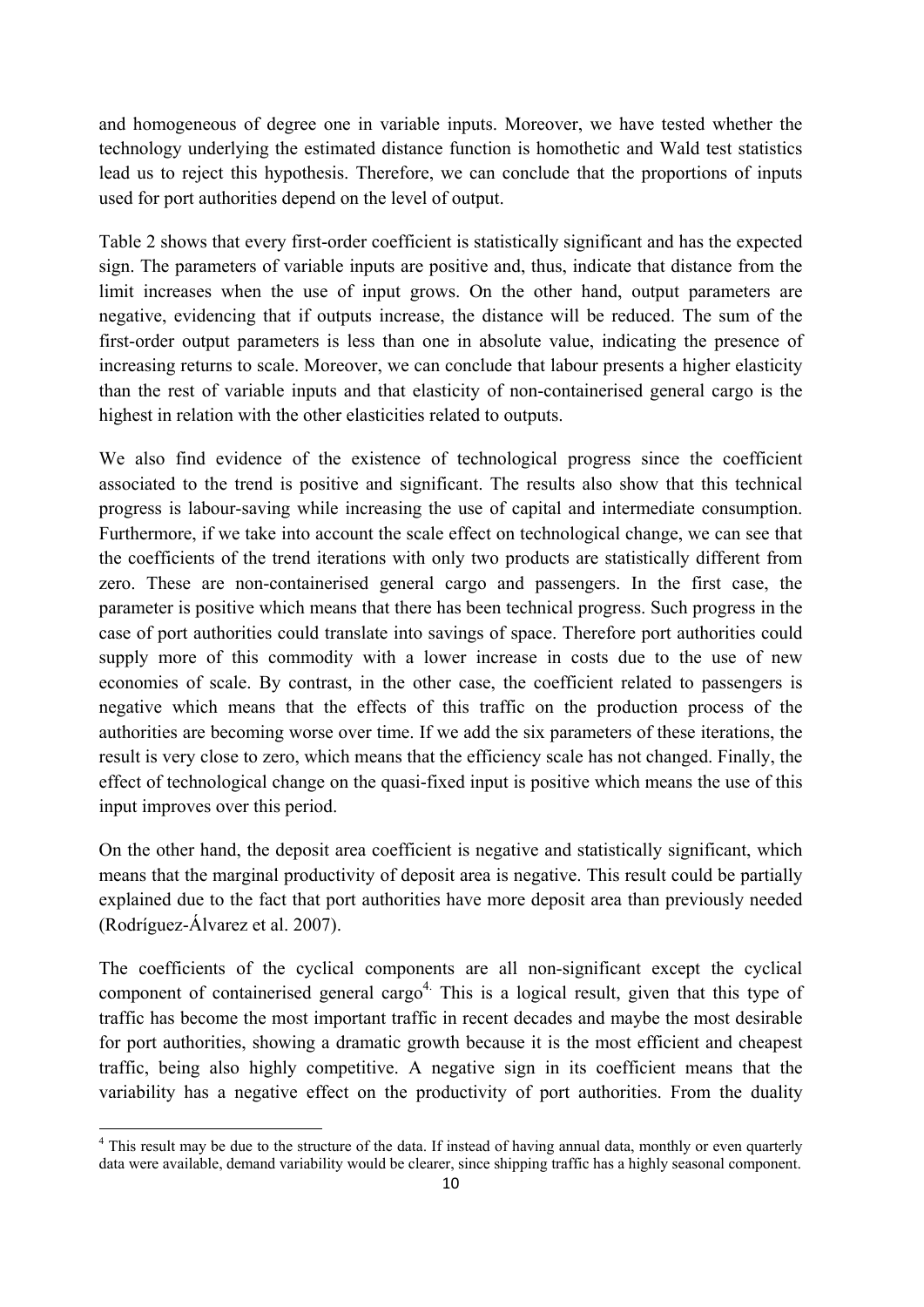and homogeneous of degree one in variable inputs. Moreover, we have tested whether the technology underlying the estimated distance function is homothetic and Wald test statistics lead us to reject this hypothesis. Therefore, we can conclude that the proportions of inputs used for port authorities depend on the level of output.

Table 2 shows that every first-order coefficient is statistically significant and has the expected sign. The parameters of variable inputs are positive and, thus, indicate that distance from the limit increases when the use of input grows. On the other hand, output parameters are negative, evidencing that if outputs increase, the distance will be reduced. The sum of the first-order output parameters is less than one in absolute value, indicating the presence of increasing returns to scale. Moreover, we can conclude that labour presents a higher elasticity than the rest of variable inputs and that elasticity of non-containerised general cargo is the highest in relation with the other elasticities related to outputs.

We also find evidence of the existence of technological progress since the coefficient associated to the trend is positive and significant. The results also show that this technical progress is labour-saving while increasing the use of capital and intermediate consumption. Furthermore, if we take into account the scale effect on technological change, we can see that the coefficients of the trend iterations with only two products are statistically different from zero. These are non-containerised general cargo and passengers. In the first case, the parameter is positive which means that there has been technical progress. Such progress in the case of port authorities could translate into savings of space. Therefore port authorities could supply more of this commodity with a lower increase in costs due to the use of new economies of scale. By contrast, in the other case, the coefficient related to passengers is negative which means that the effects of this traffic on the production process of the authorities are becoming worse over time. If we add the six parameters of these iterations, the result is very close to zero, which means that the efficiency scale has not changed. Finally, the effect of technological change on the quasi-fixed input is positive which means the use of this input improves over this period.

On the other hand, the deposit area coefficient is negative and statistically significant, which means that the marginal productivity of deposit area is negative. This result could be partially explained due to the fact that port authorities have more deposit area than previously needed (Rodríguez-Álvarez et al. 2007).

The coefficients of the cyclical components are all non-significant except the cyclical component of containerised general cargo[4]. This is a logical result, given that this type of traffic has become the most important traffic in recent decades and maybe the most desirable for port authorities, showing a dramatic growth because it is the most efficient and cheapest traffic, being also highly competitive. A negative sign in its coefficient means that the variability has a negative effect on the productivity of port authorities. From the duality

[4] This result may be due to the structure of the data. If instead of having annual data, monthly or even quarterly data were available, demand variability would be clearer, since shipping traffic has a highly seasonal component.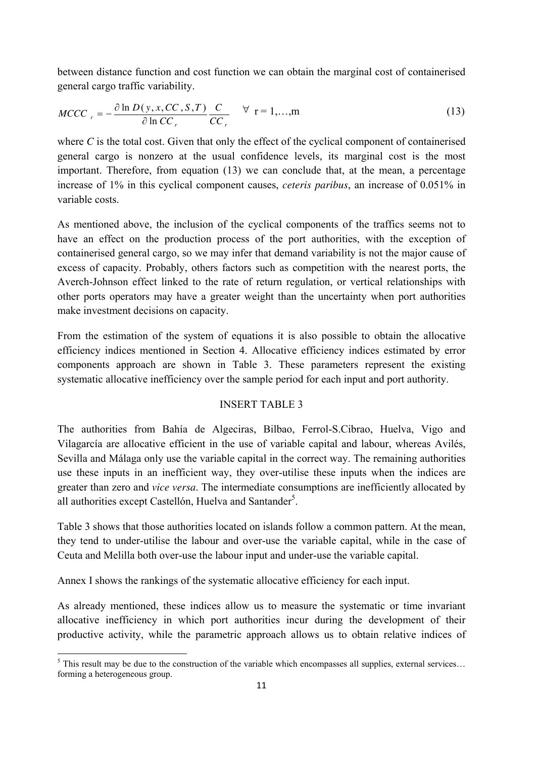between distance function and cost function we can obtain the marginal cost of containerised general cargo traffic variability.

$$MCCC_r = -\frac{\partial \ln D(y, x, CC, S, T)}{\partial \ln CC_r}\frac{C}{CC_r} \quad \forall \ \text{r} = 1,\ldots,\text{m} \tag{13}$$

where *C* is the total cost. Given that only the effect of the cyclical component of containerised general cargo is nonzero at the usual confidence levels, its marginal cost is the most important. Therefore, from equation (13) we can conclude that, at the mean, a percentage increase of 1% in this cyclical component causes, *ceteris paribus*, an increase of 0.051% in variable costs.

As mentioned above, the inclusion of the cyclical components of the traffics seems not to have an effect on the production process of the port authorities, with the exception of containerised general cargo, so we may infer that demand variability is not the major cause of excess of capacity. Probably, others factors such as competition with the nearest ports, the Averch-Johnson effect linked to the rate of return regulation, or vertical relationships with other ports operators may have a greater weight than the uncertainty when port authorities make investment decisions on capacity.

From the estimation of the system of equations it is also possible to obtain the allocative efficiency indices mentioned in Section 4. Allocative efficiency indices estimated by error components approach are shown in Table 3. These parameters represent the existing systematic allocative inefficiency over the sample period for each input and port authority.

INSERT TABLE 3

The authorities from Bahía de Algeciras, Bilbao, Ferrol-S.Cibrao, Huelva, Vigo and Vilagarcía are allocative efficient in the use of variable capital and labour, whereas Avilés, Sevilla and Málaga only use the variable capital in the correct way. The remaining authorities use these inputs in an inefficient way, they over-utilise these inputs when the indices are greater than zero and *vice versa*. The intermediate consumptions are inefficiently allocated by all authorities except Castellón, Huelva and Santander[5].

Table 3 shows that those authorities located on islands follow a common pattern. At the mean, they tend to under-utilise the labour and over-use the variable capital, while in the case of Ceuta and Melilla both over-use the labour input and under-use the variable capital.

Annex I shows the rankings of the systematic allocative efficiency for each input.

As already mentioned, these indices allow us to measure the systematic or time invariant allocative inefficiency in which port authorities incur during the development of their productive activity, while the parametric approach allows us to obtain relative indices of

[5] This result may be due to the construction of the variable which encompasses all supplies, external services… forming a heterogeneous group.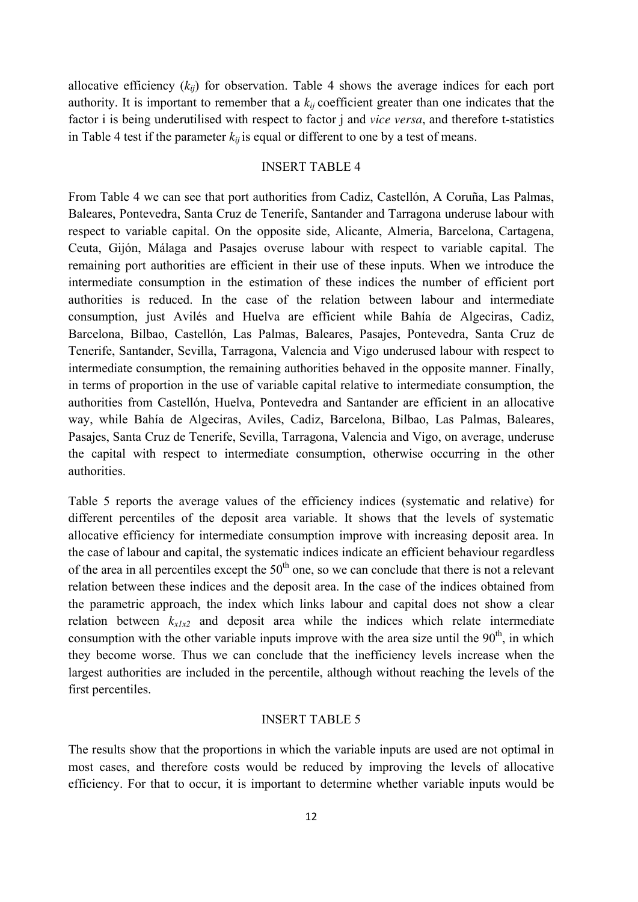allocative efficiency ($k_{ij}$) for observation. Table 4 shows the average indices for each port authority. It is important to remember that a $k_{ij}$ coefficient greater than one indicates that the factor i is being underutilised with respect to factor j and *vice versa*, and therefore t-statistics in Table 4 test if the parameter $k_{ij}$ is equal or different to one by a test of means.

INSERT TABLE 4

From Table 4 we can see that port authorities from Cadiz, Castellón, A Coruña, Las Palmas, Baleares, Pontevedra, Santa Cruz de Tenerife, Santander and Tarragona underuse labour with respect to variable capital. On the opposite side, Alicante, Almeria, Barcelona, Cartagena, Ceuta, Gijón, Málaga and Pasajes overuse labour with respect to variable capital. The remaining port authorities are efficient in their use of these inputs. When we introduce the intermediate consumption in the estimation of these indices the number of efficient port authorities is reduced. In the case of the relation between labour and intermediate consumption, just Avilés and Huelva are efficient while Bahía de Algeciras, Cadiz, Barcelona, Bilbao, Castellón, Las Palmas, Baleares, Pasajes, Pontevedra, Santa Cruz de Tenerife, Santander, Sevilla, Tarragona, Valencia and Vigo underused labour with respect to intermediate consumption, the remaining authorities behaved in the opposite manner. Finally, in terms of proportion in the use of variable capital relative to intermediate consumption, the authorities from Castellón, Huelva, Pontevedra and Santander are efficient in an allocative way, while Bahía de Algeciras, Aviles, Cadiz, Barcelona, Bilbao, Las Palmas, Baleares, Pasajes, Santa Cruz de Tenerife, Sevilla, Tarragona, Valencia and Vigo, on average, underuse the capital with respect to intermediate consumption, otherwise occurring in the other authorities.

Table 5 reports the average values of the efficiency indices (systematic and relative) for different percentiles of the deposit area variable. It shows that the levels of systematic allocative efficiency for intermediate consumption improve with increasing deposit area. In the case of labour and capital, the systematic indices indicate an efficient behaviour regardless of the area in all percentiles except the 50th one, so we can conclude that there is not a relevant relation between these indices and the deposit area. In the case of the indices obtained from the parametric approach, the index which links labour and capital does not show a clear relation between $k_{x1x2}$ and deposit area while the indices which relate intermediate consumption with the other variable inputs improve with the area size until the 90th, in which they become worse. Thus we can conclude that the inefficiency levels increase when the largest authorities are included in the percentile, although without reaching the levels of the first percentiles.

INSERT TABLE 5

The results show that the proportions in which the variable inputs are used are not optimal in most cases, and therefore costs would be reduced by improving the levels of allocative efficiency. For that to occur, it is important to determine whether variable inputs would be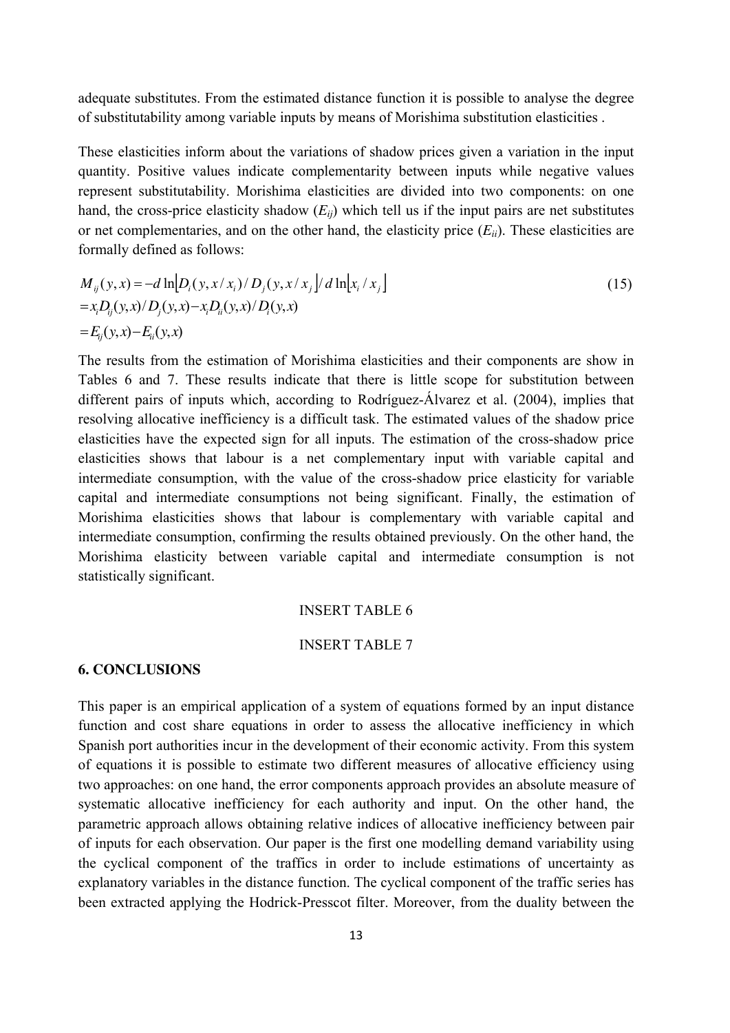adequate substitutes. From the estimated distance function it is possible to analyse the degree of substitutability among variable inputs by means of Morishima substitution elasticities .

These elasticities inform about the variations of shadow prices given a variation in the input quantity. Positive values indicate complementarity between inputs while negative values represent substitutability. Morishima elasticities are divided into two components: on one hand, the cross-price elasticity shadow ($E_{ij}$) which tell us if the input pairs are net substitutes or net complementaries, and on the other hand, the elasticity price ($E_{ii}$). These elasticities are formally defined as follows:

$$
\begin{aligned}
M_{ij}(y,x) &= -d\ln\left[D_i(y,x/x_i)/D_j(y,x/x_j)\right]/d\ln\left[x_i/x_j\right] \\
&= x_i D_{ij}(y,x)/D_j(y,x) - x_i D_{ii}(y,x)/D_i(y,x) \\
&= E_{ij}(y,x) - E_{ii}(y,x)
\end{aligned}
\tag{15}
$$

The results from the estimation of Morishima elasticities and their components are show in Tables 6 and 7. These results indicate that there is little scope for substitution between different pairs of inputs which, according to Rodríguez-Álvarez et al. (2004), implies that resolving allocative inefficiency is a difficult task. The estimated values of the shadow price elasticities have the expected sign for all inputs. The estimation of the cross-shadow price elasticities shows that labour is a net complementary input with variable capital and intermediate consumption, with the value of the cross-shadow price elasticity for variable capital and intermediate consumptions not being significant. Finally, the estimation of Morishima elasticities shows that labour is complementary with variable capital and intermediate consumption, confirming the results obtained previously. On the other hand, the Morishima elasticity between variable capital and intermediate consumption is not statistically significant.

INSERT TABLE 6

INSERT TABLE 7

## 6. CONCLUSIONS

This paper is an empirical application of a system of equations formed by an input distance function and cost share equations in order to assess the allocative inefficiency in which Spanish port authorities incur in the development of their economic activity. From this system of equations it is possible to estimate two different measures of allocative efficiency using two approaches: on one hand, the error components approach provides an absolute measure of systematic allocative inefficiency for each authority and input. On the other hand, the parametric approach allows obtaining relative indices of allocative inefficiency between pair of inputs for each observation. Our paper is the first one modelling demand variability using the cyclical component of the traffics in order to include estimations of uncertainty as explanatory variables in the distance function. The cyclical component of the traffic series has been extracted applying the Hodrick-Presscot filter. Moreover, from the duality between the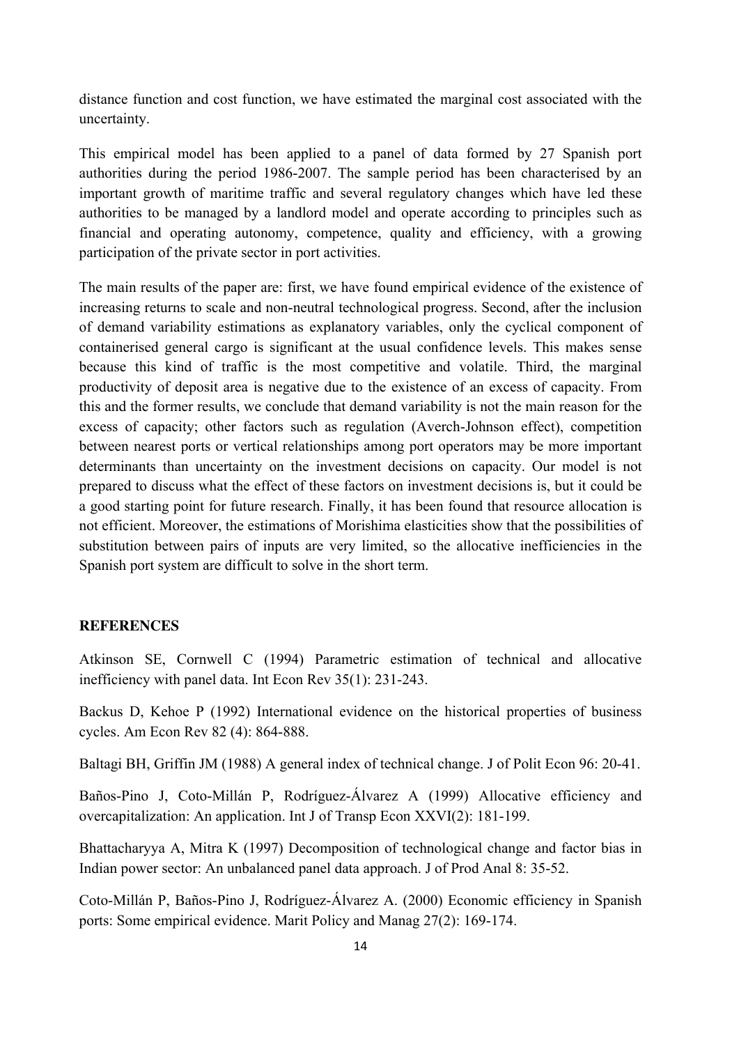distance function and cost function, we have estimated the marginal cost associated with the uncertainty.

This empirical model has been applied to a panel of data formed by 27 Spanish port authorities during the period 1986-2007. The sample period has been characterised by an important growth of maritime traffic and several regulatory changes which have led these authorities to be managed by a landlord model and operate according to principles such as financial and operating autonomy, competence, quality and efficiency, with a growing participation of the private sector in port activities.

The main results of the paper are: first, we have found empirical evidence of the existence of increasing returns to scale and non-neutral technological progress. Second, after the inclusion of demand variability estimations as explanatory variables, only the cyclical component of containerised general cargo is significant at the usual confidence levels. This makes sense because this kind of traffic is the most competitive and volatile. Third, the marginal productivity of deposit area is negative due to the existence of an excess of capacity. From this and the former results, we conclude that demand variability is not the main reason for the excess of capacity; other factors such as regulation (Averch-Johnson effect), competition between nearest ports or vertical relationships among port operators may be more important determinants than uncertainty on the investment decisions on capacity. Our model is not prepared to discuss what the effect of these factors on investment decisions is, but it could be a good starting point for future research. Finally, it has been found that resource allocation is not efficient. Moreover, the estimations of Morishima elasticities show that the possibilities of substitution between pairs of inputs are very limited, so the allocative inefficiencies in the Spanish port system are difficult to solve in the short term.

## REFERENCES

Atkinson SE, Cornwell C (1994) Parametric estimation of technical and allocative inefficiency with panel data. Int Econ Rev 35(1): 231-243.

Backus D, Kehoe P (1992) International evidence on the historical properties of business cycles. Am Econ Rev 82 (4): 864-888.

Baltagi BH, Griffin JM (1988) A general index of technical change. J of Polit Econ 96: 20-41.

Baños-Pino J, Coto-Millán P, Rodríguez-Álvarez A (1999) Allocative efficiency and overcapitalization: An application. Int J of Transp Econ XXVI(2): 181-199.

Bhattacharyya A, Mitra K (1997) Decomposition of technological change and factor bias in Indian power sector: An unbalanced panel data approach. J of Prod Anal 8: 35-52.

Coto-Millán P, Baños-Pino J, Rodríguez-Álvarez A. (2000) Economic efficiency in Spanish ports: Some empirical evidence. Marit Policy and Manag 27(2): 169-174.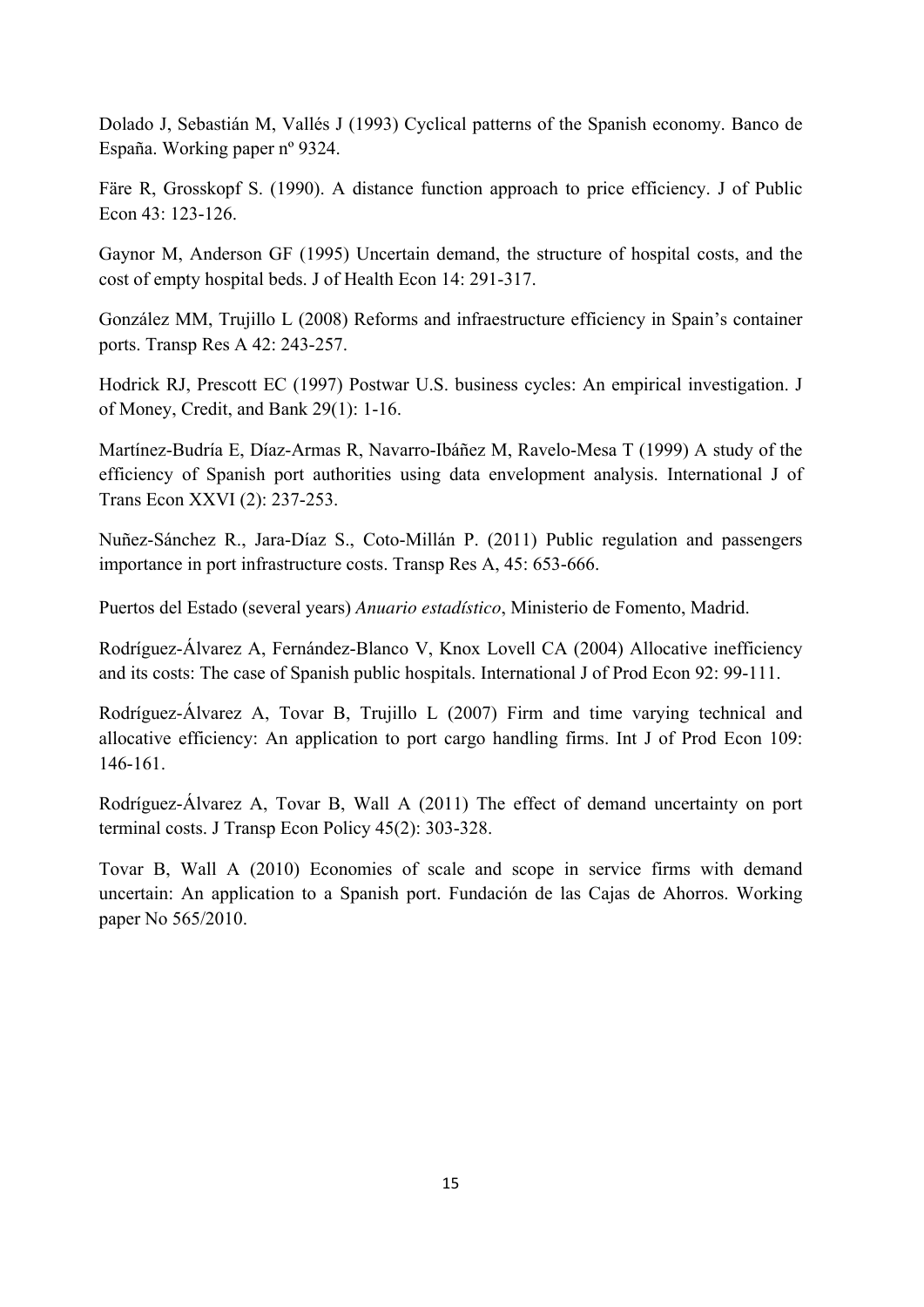Dolado J, Sebastián M, Vallés J (1993) Cyclical patterns of the Spanish economy. Banco de España. Working paper nº 9324.

Färe R, Grosskopf S. (1990). A distance function approach to price efficiency. J of Public Econ 43: 123-126.

Gaynor M, Anderson GF (1995) Uncertain demand, the structure of hospital costs, and the cost of empty hospital beds. J of Health Econ 14: 291-317.

González MM, Trujillo L (2008) Reforms and infraestructure efficiency in Spain's container ports. Transp Res A 42: 243-257.

Hodrick RJ, Prescott EC (1997) Postwar U.S. business cycles: An empirical investigation. J of Money, Credit, and Bank 29(1): 1-16.

Martínez-Budría E, Díaz-Armas R, Navarro-Ibáñez M, Ravelo-Mesa T (1999) A study of the efficiency of Spanish port authorities using data envelopment analysis. International J of Trans Econ XXVI (2): 237-253.

Nuñez-Sánchez R., Jara-Díaz S., Coto-Millán P. (2011) Public regulation and passengers importance in port infrastructure costs. Transp Res A, 45: 653-666.

Puertos del Estado (several years) *Anuario estadístico*, Ministerio de Fomento, Madrid.

Rodríguez-Álvarez A, Fernández-Blanco V, Knox Lovell CA (2004) Allocative inefficiency and its costs: The case of Spanish public hospitals. International J of Prod Econ 92: 99-111.

Rodríguez-Álvarez A, Tovar B, Trujillo L (2007) Firm and time varying technical and allocative efficiency: An application to port cargo handling firms. Int J of Prod Econ 109: 146-161.

Rodríguez-Álvarez A, Tovar B, Wall A (2011) The effect of demand uncertainty on port terminal costs. J Transp Econ Policy 45(2): 303-328.

Tovar B, Wall A (2010) Economies of scale and scope in service firms with demand uncertain: An application to a Spanish port. Fundación de las Cajas de Ahorros. Working paper No 565/2010.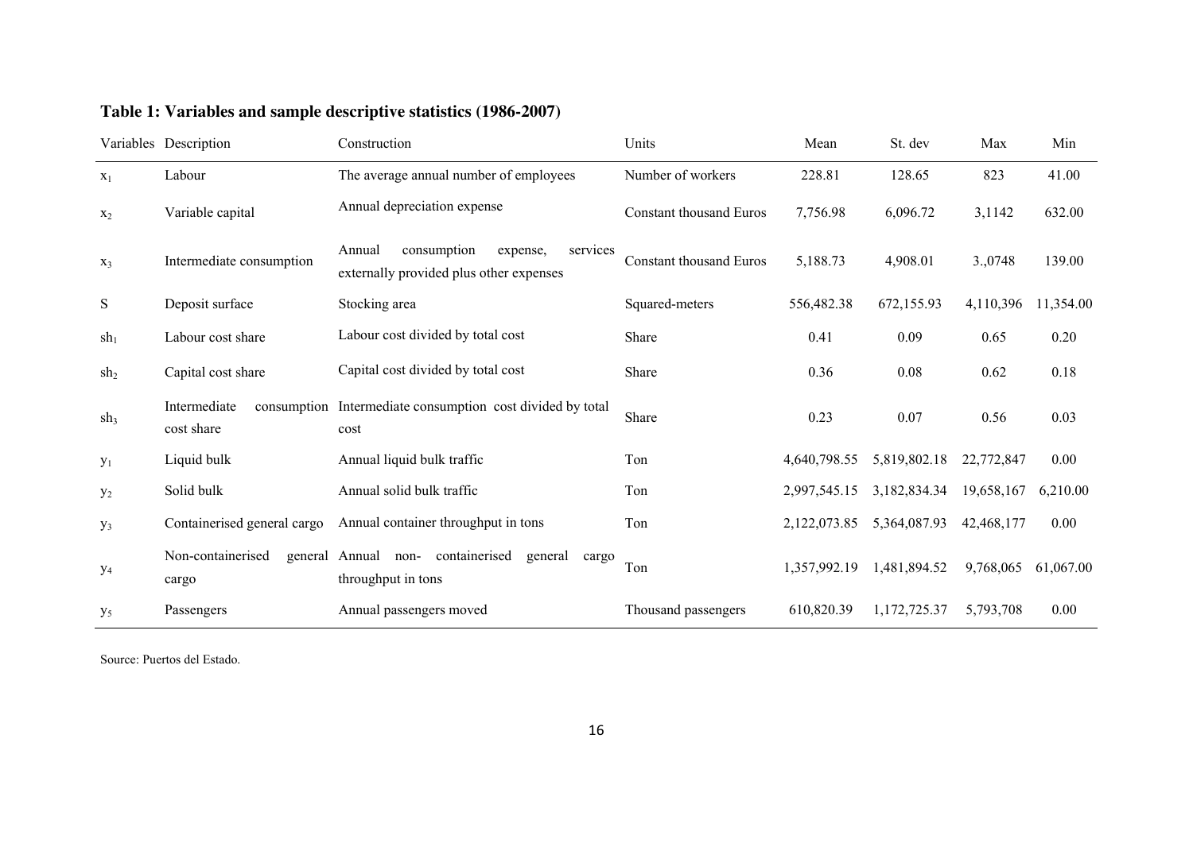**Table 1: Variables and sample descriptive statistics (1986-2007)**

| Variables | Description | Construction | Units | Mean | St. dev | Max | Min |
|---|---|---|---|---|---|---|---|
| $x_1$ | Labour | The average annual number of employees | Number of workers | 228.81 | 128.65 | 823 | 41.00 |
| $x_2$ | Variable capital | Annual depreciation expense | Constant thousand Euros | 7,756.98 | 6,096.72 | 3,1142 | 632.00 |
| $x_3$ | Intermediate consumption | Annual consumption expense, services externally provided plus other expenses | Constant thousand Euros | 5,188.73 | 4,908.01 | 3.,0748 | 139.00 |
| S | Deposit surface | Stocking area | Squared-meters | 556,482.38 | 672,155.93 | 4,110,396 | 11,354.00 |
| $sh_1$ | Labour cost share | Labour cost divided by total cost | Share | 0.41 | 0.09 | 0.65 | 0.20 |
| $sh_2$ | Capital cost share | Capital cost divided by total cost | Share | 0.36 | 0.08 | 0.62 | 0.18 |
| $sh_3$ | Intermediate consumption cost share | Intermediate consumption cost divided by total cost | Share | 0.23 | 0.07 | 0.56 | 0.03 |
| $y_1$ | Liquid bulk | Annual liquid bulk traffic | Ton | 4,640,798.55 | 5,819,802.18 | 22,772,847 | 0.00 |
| $y_2$ | Solid bulk | Annual solid bulk traffic | Ton | 2,997,545.15 | 3,182,834.34 | 19,658,167 | 6,210.00 |
| $y_3$ | Containerised general cargo | Annual container throughput in tons | Ton | 2,122,073.85 | 5,364,087.93 | 42,468,177 | 0.00 |
| $y_4$ | Non-containerised general cargo | Annual non- containerised general cargo throughput in tons | Ton | 1,357,992.19 | 1,481,894.52 | 9,768,065 | 61,067.00 |
| $y_5$ | Passengers | Annual passengers moved | Thousand passengers | 610,820.39 | 1,172,725.37 | 5,793,708 | 0.00 |

Source: Puertos del Estado.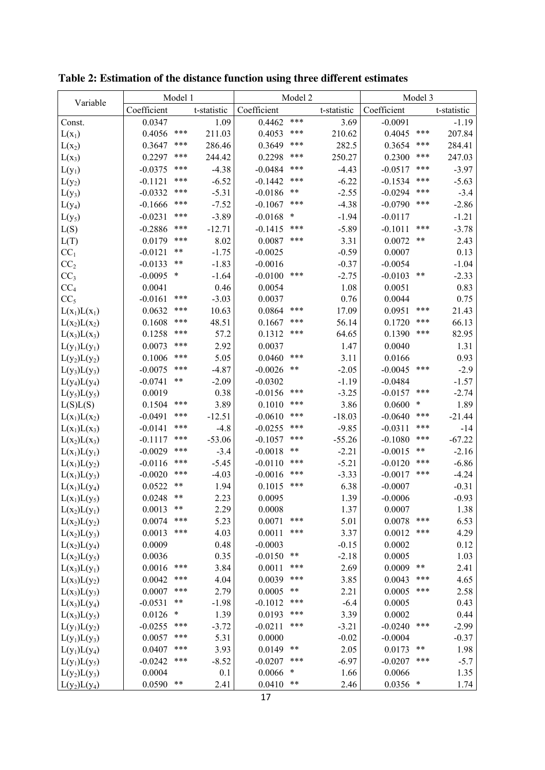**Table 2: Estimation of the distance function using three different estimates**

| Variable | Model 1 | | | Model 2 | | | Model 3 | | |
|---|---|---|---|---|---|---|---|---|---|
| | Coefficient | | t-statistic | Coefficient | | t-statistic | Coefficient | | t-statistic |
| Const. | 0.0347 | | 1.09 | 0.4462 | *** | 3.69 | -0.0091 | | -1.19 |
| $L(x_1)$ | 0.4056 | *** | 211.03 | 0.4053 | *** | 210.62 | 0.4045 | *** | 207.84 |
| $L(x_2)$ | 0.3647 | *** | 286.46 | 0.3649 | *** | 282.5 | 0.3654 | *** | 284.41 |
| $L(x_3)$ | 0.2297 | *** | 244.42 | 0.2298 | *** | 250.27 | 0.2300 | *** | 247.03 |
| $L(y_1)$ | -0.0375 | *** | -4.38 | -0.0484 | *** | -4.43 | -0.0517 | *** | -3.97 |
| $L(y_2)$ | -0.1121 | *** | -6.52 | -0.1442 | *** | -6.22 | -0.1534 | *** | -5.63 |
| $L(y_3)$ | -0.0332 | *** | -5.31 | -0.0186 | ** | -2.55 | -0.0294 | *** | -3.4 |
| $L(y_4)$ | -0.1666 | *** | -7.52 | -0.1067 | *** | -4.38 | -0.0790 | *** | -2.86 |
| $L(y_5)$ | -0.0231 | *** | -3.89 | -0.0168 | * | -1.94 | -0.0117 | | -1.21 |
| $L(S)$ | -0.2886 | *** | -12.71 | -0.1415 | *** | -5.89 | -0.1011 | *** | -3.78 |
| $L(T)$ | 0.0179 | *** | 8.02 | 0.0087 | *** | 3.31 | 0.0072 | ** | 2.43 |
| $CC_1$ | -0.0121 | ** | -1.75 | -0.0025 | | -0.59 | 0.0007 | | 0.13 |
| $CC_2$ | -0.0133 | ** | -1.83 | -0.0016 | | -0.37 | -0.0054 | | -1.04 |
| $CC_3$ | -0.0095 | * | -1.64 | -0.0100 | *** | -2.75 | -0.0103 | ** | -2.33 |
| $CC_4$ | 0.0041 | | 0.46 | 0.0054 | | 1.08 | 0.0051 | | 0.83 |
| $CC_5$ | -0.0161 | *** | -3.03 | 0.0037 | | 0.76 | 0.0044 | | 0.75 |
| $L(x_1)L(x_1)$ | 0.0632 | *** | 10.63 | 0.0864 | *** | 17.09 | 0.0951 | *** | 21.43 |
| $L(x_2)L(x_2)$ | 0.1608 | *** | 48.51 | 0.1667 | *** | 56.14 | 0.1720 | *** | 66.13 |
| $L(x_3)L(x_3)$ | 0.1258 | *** | 57.2 | 0.1312 | *** | 64.65 | 0.1390 | *** | 82.95 |
| $L(y_1)L(y_1)$ | 0.0073 | *** | 2.92 | 0.0037 | | 1.47 | 0.0040 | | 1.31 |
| $L(y_2)L(y_2)$ | 0.1006 | *** | 5.05 | 0.0460 | *** | 3.11 | 0.0166 | | 0.93 |
| $L(y_3)L(y_3)$ | -0.0075 | *** | -4.87 | -0.0026 | ** | -2.05 | -0.0045 | *** | -2.9 |
| $L(y_4)L(y_4)$ | -0.0741 | ** | -2.09 | -0.0302 | | -1.19 | -0.0484 | | -1.57 |
| $L(y_5)L(y_5)$ | 0.0019 | | 0.38 | -0.0156 | *** | -3.25 | -0.0157 | *** | -2.74 |
| $L(S)L(S)$ | 0.1504 | *** | 3.89 | 0.1010 | *** | 3.86 | 0.0600 | * | 1.89 |
| $L(x_1)L(x_2)$ | -0.0491 | *** | -12.51 | -0.0610 | *** | -18.03 | -0.0640 | *** | -21.44 |
| $L(x_1)L(x_3)$ | -0.0141 | *** | -4.8 | -0.0255 | *** | -9.85 | -0.0311 | *** | -14 |
| $L(x_2)L(x_3)$ | -0.1117 | *** | -53.06 | -0.1057 | *** | -55.26 | -0.1080 | *** | -67.22 |
| $L(x_1)L(y_1)$ | -0.0029 | *** | -3.4 | -0.0018 | ** | -2.21 | -0.0015 | ** | -2.16 |
| $L(x_1)L(y_2)$ | -0.0116 | *** | -5.45 | -0.0110 | *** | -5.21 | -0.0120 | *** | -6.86 |
| $L(x_1)L(y_3)$ | -0.0020 | *** | -4.03 | -0.0016 | *** | -3.33 | -0.0017 | *** | -4.24 |
| $L(x_1)L(y_4)$ | 0.0522 | ** | 1.94 | 0.1015 | *** | 6.38 | -0.0007 | | -0.31 |
| $L(x_1)L(y_5)$ | 0.0248 | ** | 2.23 | 0.0095 | | 1.39 | -0.0006 | | -0.93 |
| $L(x_2)L(y_1)$ | 0.0013 | ** | 2.29 | 0.0008 | | 1.37 | 0.0007 | | 1.38 |
| $L(x_2)L(y_2)$ | 0.0074 | *** | 5.23 | 0.0071 | *** | 5.01 | 0.0078 | *** | 6.53 |
| $L(x_2)L(y_3)$ | 0.0013 | *** | 4.03 | 0.0011 | *** | 3.37 | 0.0012 | *** | 4.29 |
| $L(x_2)L(y_4)$ | 0.0009 | | 0.48 | -0.0003 | | -0.15 | 0.0002 | | 0.12 |
| $L(x_2)L(y_5)$ | 0.0036 | | 0.35 | -0.0150 | ** | -2.18 | 0.0005 | | 1.03 |
| $L(x_3)L(y_1)$ | 0.0016 | *** | 3.84 | 0.0011 | *** | 2.69 | 0.0009 | ** | 2.41 |
| $L(x_3)L(y_2)$ | 0.0042 | *** | 4.04 | 0.0039 | *** | 3.85 | 0.0043 | *** | 4.65 |
| $L(x_3)L(y_3)$ | 0.0007 | *** | 2.79 | 0.0005 | ** | 2.21 | 0.0005 | *** | 2.58 |
| $L(x_3)L(y_4)$ | -0.0531 | ** | -1.98 | -0.1012 | *** | -6.4 | 0.0005 | | 0.43 |
| $L(x_3)L(y_5)$ | 0.0126 | * | 1.39 | 0.0193 | *** | 3.39 | 0.0002 | | 0.44 |
| $L(y_1)L(y_2)$ | -0.0255 | *** | -3.72 | -0.0211 | *** | -3.21 | -0.0240 | *** | -2.99 |
| $L(y_1)L(y_3)$ | 0.0057 | *** | 5.31 | 0.0000 | | -0.02 | -0.0004 | | -0.37 |
| $L(y_1)L(y_4)$ | 0.0407 | *** | 3.93 | 0.0149 | ** | 2.05 | 0.0173 | ** | 1.98 |
| $L(y_1)L(y_5)$ | -0.0242 | *** | -8.52 | -0.0207 | *** | -6.97 | -0.0207 | *** | -5.7 |
| $L(y_2)L(y_3)$ | 0.0004 | | 0.1 | 0.0066 | * | 1.66 | 0.0066 | | 1.35 |
| $L(y_2)L(y_4)$ | 0.0590 | ** | 2.41 | 0.0410 | ** | 2.46 | 0.0356 | * | 1.74 |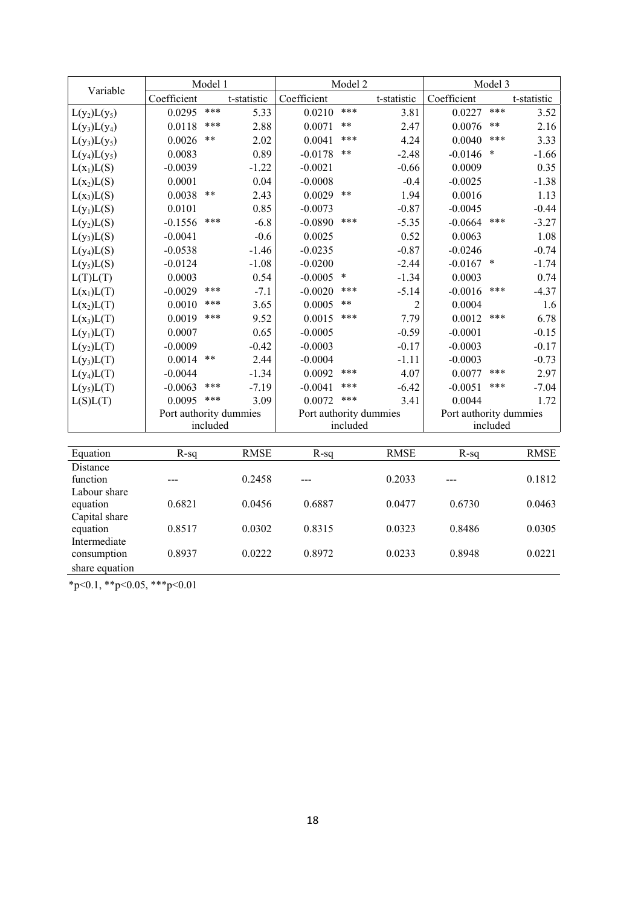| Variable | Model 1 | | | Model 2 | | | Model 3 | | |
|---|---|---|---|---|---|---|---|---|---|
| | Coefficient | | t-statistic | Coefficient | | t-statistic | Coefficient | | t-statistic |
| $L(y_2)L(y_5)$ | 0.0295 | *** | 5.33 | 0.0210 | *** | 3.81 | 0.0227 | *** | 3.52 |
| $L(y_3)L(y_4)$ | 0.0118 | *** | 2.88 | 0.0071 | ** | 2.47 | 0.0076 | ** | 2.16 |
| $L(y_3)L(y_5)$ | 0.0026 | ** | 2.02 | 0.0041 | *** | 4.24 | 0.0040 | *** | 3.33 |
| $L(y_4)L(y_5)$ | 0.0083 | | 0.89 | -0.0178 | ** | -2.48 | -0.0146 | * | -1.66 |
| $L(x_1)L(S)$ | -0.0039 | | -1.22 | -0.0021 | | -0.66 | 0.0009 | | 0.35 |
| $L(x_2)L(S)$ | 0.0001 | | 0.04 | -0.0008 | | -0.4 | -0.0025 | | -1.38 |
| $L(x_3)L(S)$ | 0.0038 | ** | 2.43 | 0.0029 | ** | 1.94 | 0.0016 | | 1.13 |
| $L(y_1)L(S)$ | 0.0101 | | 0.85 | -0.0073 | | -0.87 | -0.0045 | | -0.44 |
| $L(y_2)L(S)$ | -0.1556 | *** | -6.8 | -0.0890 | *** | -5.35 | -0.0664 | *** | -3.27 |
| $L(y_3)L(S)$ | -0.0041 | | -0.6 | 0.0025 | | 0.52 | 0.0063 | | 1.08 |
| $L(y_4)L(S)$ | -0.0538 | | -1.46 | -0.0235 | | -0.87 | -0.0246 | | -0.74 |
| $L(y_5)L(S)$ | -0.0124 | | -1.08 | -0.0200 | | -2.44 | -0.0167 | * | -1.74 |
| $L(T)L(T)$ | 0.0003 | | 0.54 | -0.0005 | * | -1.34 | 0.0003 | | 0.74 |
| $L(x_1)L(T)$ | -0.0029 | *** | -7.1 | -0.0020 | *** | -5.14 | -0.0016 | *** | -4.37 |
| $L(x_2)L(T)$ | 0.0010 | *** | 3.65 | 0.0005 | ** | 2 | 0.0004 | | 1.6 |
| $L(x_3)L(T)$ | 0.0019 | *** | 9.52 | 0.0015 | *** | 7.79 | 0.0012 | *** | 6.78 |
| $L(y_1)L(T)$ | 0.0007 | | 0.65 | -0.0005 | | -0.59 | -0.0001 | | -0.15 |
| $L(y_2)L(T)$ | -0.0009 | | -0.42 | -0.0003 | | -0.17 | -0.0003 | | -0.17 |
| $L(y_3)L(T)$ | 0.0014 | ** | 2.44 | -0.0004 | | -1.11 | -0.0003 | | -0.73 |
| $L(y_4)L(T)$ | -0.0044 | | -1.34 | 0.0092 | *** | 4.07 | 0.0077 | *** | 2.97 |
| $L(y_5)L(T)$ | -0.0063 | *** | -7.19 | -0.0041 | *** | -6.42 | -0.0051 | *** | -7.04 |
| $L(S)L(T)$ | 0.0095 | *** | 3.09 | 0.0072 | *** | 3.41 | 0.0044 | | 1.72 |
| | Port authority dummies included | | | Port authority dummies included | | | Port authority dummies included | | |

| Equation | R-sq | RMSE | R-sq | RMSE | R-sq | RMSE |
|---|---|---|---|---|---|---|
| Distance function | --- | 0.2458 | --- | 0.2033 | --- | 0.1812 |
| Labour share equation | 0.6821 | 0.0456 | 0.6887 | 0.0477 | 0.6730 | 0.0463 |
| Capital share equation | 0.8517 | 0.0302 | 0.8315 | 0.0323 | 0.8486 | 0.0305 |
| Intermediate consumption share equation | 0.8937 | 0.0222 | 0.8972 | 0.0233 | 0.8948 | 0.0221 |

*p<0.1, **p<0.05, ***p<0.01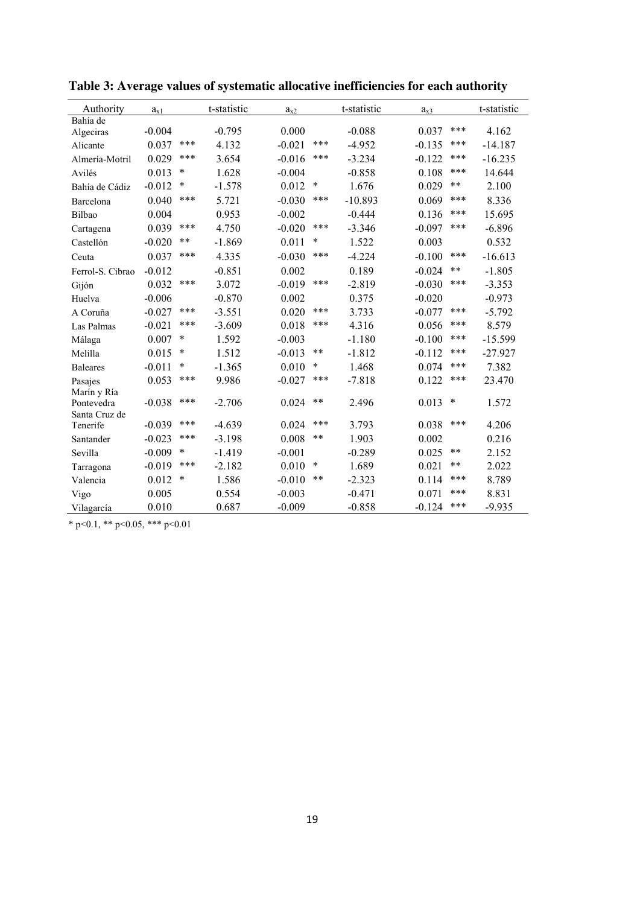**Table 3: Average values of systematic allocative inefficiencies for each authority**

| Authority | $a_{x1}$ | | t-statistic | $a_{x2}$ | | t-statistic | $a_{x3}$ | | t-statistic |
|---|---|---|---|---|---|---|---|---|---|
| Bahía de Algeciras | -0.004 | | -0.795 | 0.000 | | -0.088 | 0.037 | *** | 4.162 |
| Alicante | 0.037 | *** | 4.132 | -0.021 | *** | -4.952 | -0.135 | *** | -14.187 |
| Almería-Motril | 0.029 | *** | 3.654 | -0.016 | *** | -3.234 | -0.122 | *** | -16.235 |
| Avilés | 0.013 | * | 1.628 | -0.004 | | -0.858 | 0.108 | *** | 14.644 |
| Bahía de Cádiz | -0.012 | * | -1.578 | 0.012 | * | 1.676 | 0.029 | ** | 2.100 |
| Barcelona | 0.040 | *** | 5.721 | -0.030 | *** | -10.893 | 0.069 | *** | 8.336 |
| Bilbao | 0.004 | | 0.953 | -0.002 | | -0.444 | 0.136 | *** | 15.695 |
| Cartagena | 0.039 | *** | 4.750 | -0.020 | *** | -3.346 | -0.097 | *** | -6.896 |
| Castellón | -0.020 | ** | -1.869 | 0.011 | * | 1.522 | 0.003 | | 0.532 |
| Ceuta | 0.037 | *** | 4.335 | -0.030 | *** | -4.224 | -0.100 | *** | -16.613 |
| Ferrol-S. Cibrao | -0.012 | | -0.851 | 0.002 | | 0.189 | -0.024 | ** | -1.805 |
| Gijón | 0.032 | *** | 3.072 | -0.019 | *** | -2.819 | -0.030 | *** | -3.353 |
| Huelva | -0.006 | | -0.870 | 0.002 | | 0.375 | -0.020 | | -0.973 |
| A Coruña | -0.027 | *** | -3.551 | 0.020 | *** | 3.733 | -0.077 | *** | -5.792 |
| Las Palmas | -0.021 | *** | -3.609 | 0.018 | *** | 4.316 | 0.056 | *** | 8.579 |
| Málaga | 0.007 | * | 1.592 | -0.003 | | -1.180 | -0.100 | *** | -15.599 |
| Melilla | 0.015 | * | 1.512 | -0.013 | ** | -1.812 | -0.112 | *** | -27.927 |
| Baleares | -0.011 | * | -1.365 | 0.010 | * | 1.468 | 0.074 | *** | 7.382 |
| Pasajes | 0.053 | *** | 9.986 | -0.027 | *** | -7.818 | 0.122 | *** | 23.470 |
| Marín y Ría Pontevedra | -0.038 | *** | -2.706 | 0.024 | ** | 2.496 | 0.013 | * | 1.572 |
| Santa Cruz de Tenerife | -0.039 | *** | -4.639 | 0.024 | *** | 3.793 | 0.038 | *** | 4.206 |
| Santander | -0.023 | *** | -3.198 | 0.008 | ** | 1.903 | 0.002 | | 0.216 |
| Sevilla | -0.009 | * | -1.419 | -0.001 | | -0.289 | 0.025 | ** | 2.152 |
| Tarragona | -0.019 | *** | -2.182 | 0.010 | * | 1.689 | 0.021 | ** | 2.022 |
| Valencia | 0.012 | * | 1.586 | -0.010 | ** | -2.323 | 0.114 | *** | 8.789 |
| Vigo | 0.005 | | 0.554 | -0.003 | | -0.471 | 0.071 | *** | 8.831 |
| Vilagarcía | 0.010 | | 0.687 | -0.009 | | -0.858 | -0.124 | *** | -9.935 |

* $p<0.1$, ** $p<0.05$, *** $p<0.01$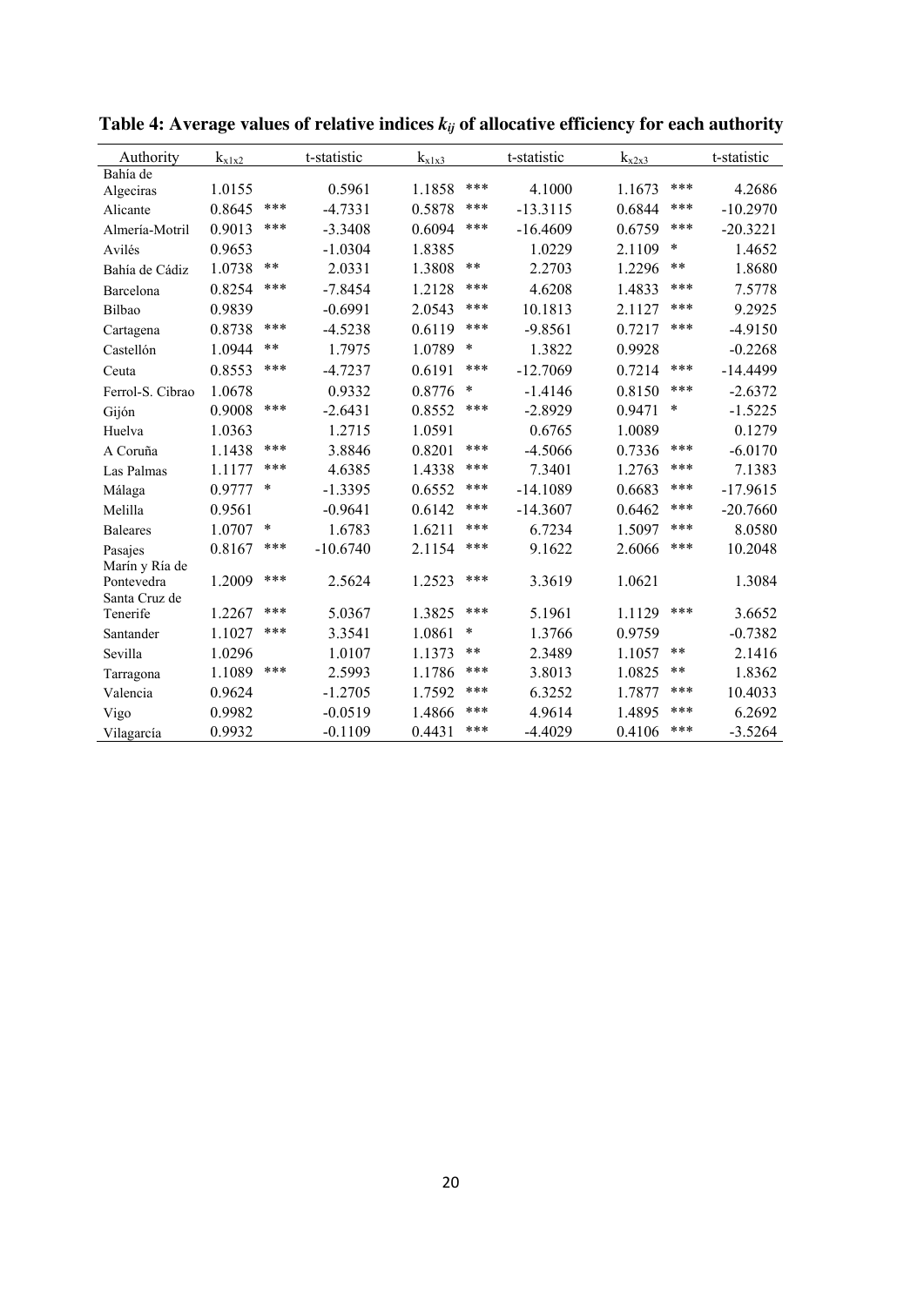**Table 4: Average values of relative indices $k_{ij}$ of allocative efficiency for each authority**

| Authority | $k_{x1x2}$ | | t-statistic | $k_{x1x3}$ | | t-statistic | $k_{x2x3}$ | | t-statistic |
|---|---|---|---|---|---|---|---|---|---|
| Bahía de Algeciras | 1.0155 | | 0.5961 | 1.1858 | *** | 4.1000 | 1.1673 | *** | 4.2686 |
| Alicante | 0.8645 | *** | -4.7331 | 0.5878 | *** | -13.3115 | 0.6844 | *** | -10.2970 |
| Almería-Motril | 0.9013 | *** | -3.3408 | 0.6094 | *** | -16.4609 | 0.6759 | *** | -20.3221 |
| Avilés | 0.9653 | | -1.0304 | 1.8385 | | 1.0229 | 2.1109 | * | 1.4652 |
| Bahía de Cádiz | 1.0738 | ** | 2.0331 | 1.3808 | ** | 2.2703 | 1.2296 | ** | 1.8680 |
| Barcelona | 0.8254 | *** | -7.8454 | 1.2128 | *** | 4.6208 | 1.4833 | *** | 7.5778 |
| Bilbao | 0.9839 | | -0.6991 | 2.0543 | *** | 10.1813 | 2.1127 | *** | 9.2925 |
| Cartagena | 0.8738 | *** | -4.5238 | 0.6119 | *** | -9.8561 | 0.7217 | *** | -4.9150 |
| Castellón | 1.0944 | ** | 1.7975 | 1.0789 | * | 1.3822 | 0.9928 | | -0.2268 |
| Ceuta | 0.8553 | *** | -4.7237 | 0.6191 | *** | -12.7069 | 0.7214 | *** | -14.4499 |
| Ferrol-S. Cibrao | 1.0678 | | 0.9332 | 0.8776 | * | -1.4146 | 0.8150 | *** | -2.6372 |
| Gijón | 0.9008 | *** | -2.6431 | 0.8552 | *** | -2.8929 | 0.9471 | * | -1.5225 |
| Huelva | 1.0363 | | 1.2715 | 1.0591 | | 0.6765 | 1.0089 | | 0.1279 |
| A Coruña | 1.1438 | *** | 3.8846 | 0.8201 | *** | -4.5066 | 0.7336 | *** | -6.0170 |
| Las Palmas | 1.1177 | *** | 4.6385 | 1.4338 | *** | 7.3401 | 1.2763 | *** | 7.1383 |
| Málaga | 0.9777 | * | -1.3395 | 0.6552 | *** | -14.1089 | 0.6683 | *** | -17.9615 |
| Melilla | 0.9561 | | -0.9641 | 0.6142 | *** | -14.3607 | 0.6462 | *** | -20.7660 |
| Baleares | 1.0707 | * | 1.6783 | 1.6211 | *** | 6.7234 | 1.5097 | *** | 8.0580 |
| Pasajes | 0.8167 | *** | -10.6740 | 2.1154 | *** | 9.1622 | 2.6066 | *** | 10.2048 |
| Marín y Ría de Pontevedra | 1.2009 | *** | 2.5624 | 1.2523 | *** | 3.3619 | 1.0621 | | 1.3084 |
| Santa Cruz de Tenerife | 1.2267 | *** | 5.0367 | 1.3825 | *** | 5.1961 | 1.1129 | *** | 3.6652 |
| Santander | 1.1027 | *** | 3.3541 | 1.0861 | * | 1.3766 | 0.9759 | | -0.7382 |
| Sevilla | 1.0296 | | 1.0107 | 1.1373 | ** | 2.3489 | 1.1057 | ** | 2.1416 |
| Tarragona | 1.1089 | *** | 2.5993 | 1.1786 | *** | 3.8013 | 1.0825 | ** | 1.8362 |
| Valencia | 0.9624 | | -1.2705 | 1.7592 | *** | 6.3252 | 1.7877 | *** | 10.4033 |
| Vigo | 0.9982 | | -0.0519 | 1.4866 | *** | 4.9614 | 1.4895 | *** | 6.2692 |
| Vilagarcía | 0.9932 | | -0.1109 | 0.4431 | *** | -4.4029 | 0.4106 | *** | -3.5264 |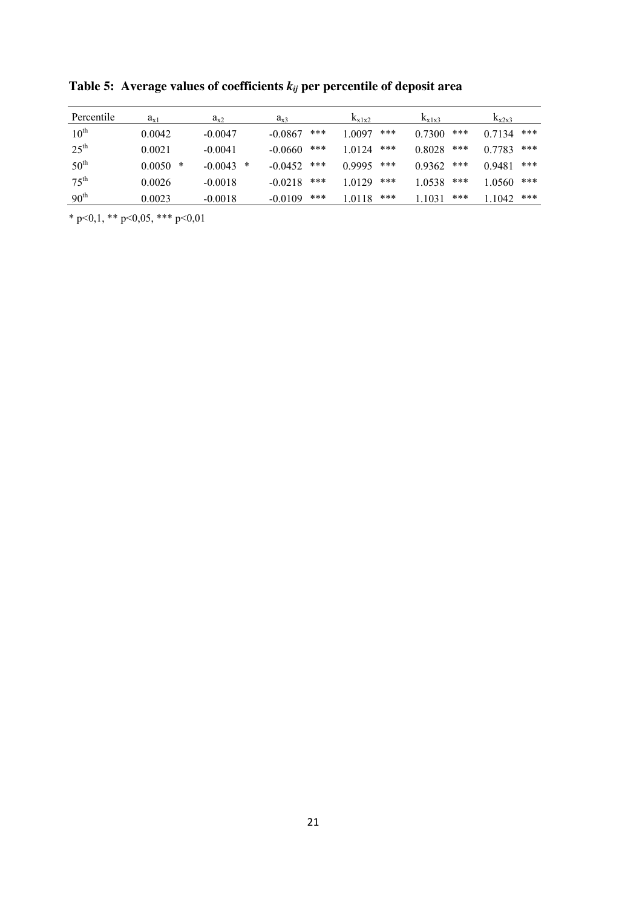**Table 5: Average values of coefficients $k_{ij}$ per percentile of deposit area**

| Percentile | $a_{x1}$ | $a_{x2}$ | $a_{x3}$ | $k_{x1x2}$ | $k_{x1x3}$ | $k_{x2x3}$ |
|---|---|---|---|---|---|---|
| $10^{th}$ | 0.0042 | -0.0047 | -0.0867 *** | 1.0097 *** | 0.7300 *** | 0.7134 *** |
| $25^{th}$ | 0.0021 | -0.0041 | -0.0660 *** | 1.0124 *** | 0.8028 *** | 0.7783 *** |
| $50^{th}$ | 0.0050 * | -0.0043 * | -0.0452 *** | 0.9995 *** | 0.9362 *** | 0.9481 *** |
| $75^{th}$ | 0.0026 | -0.0018 | -0.0218 *** | 1.0129 *** | 1.0538 *** | 1.0560 *** |
| $90^{th}$ | 0.0023 | -0.0018 | -0.0109 *** | 1.0118 *** | 1.1031 *** | 1.1042 *** |

* p<0,1, ** p<0,05, *** p<0,01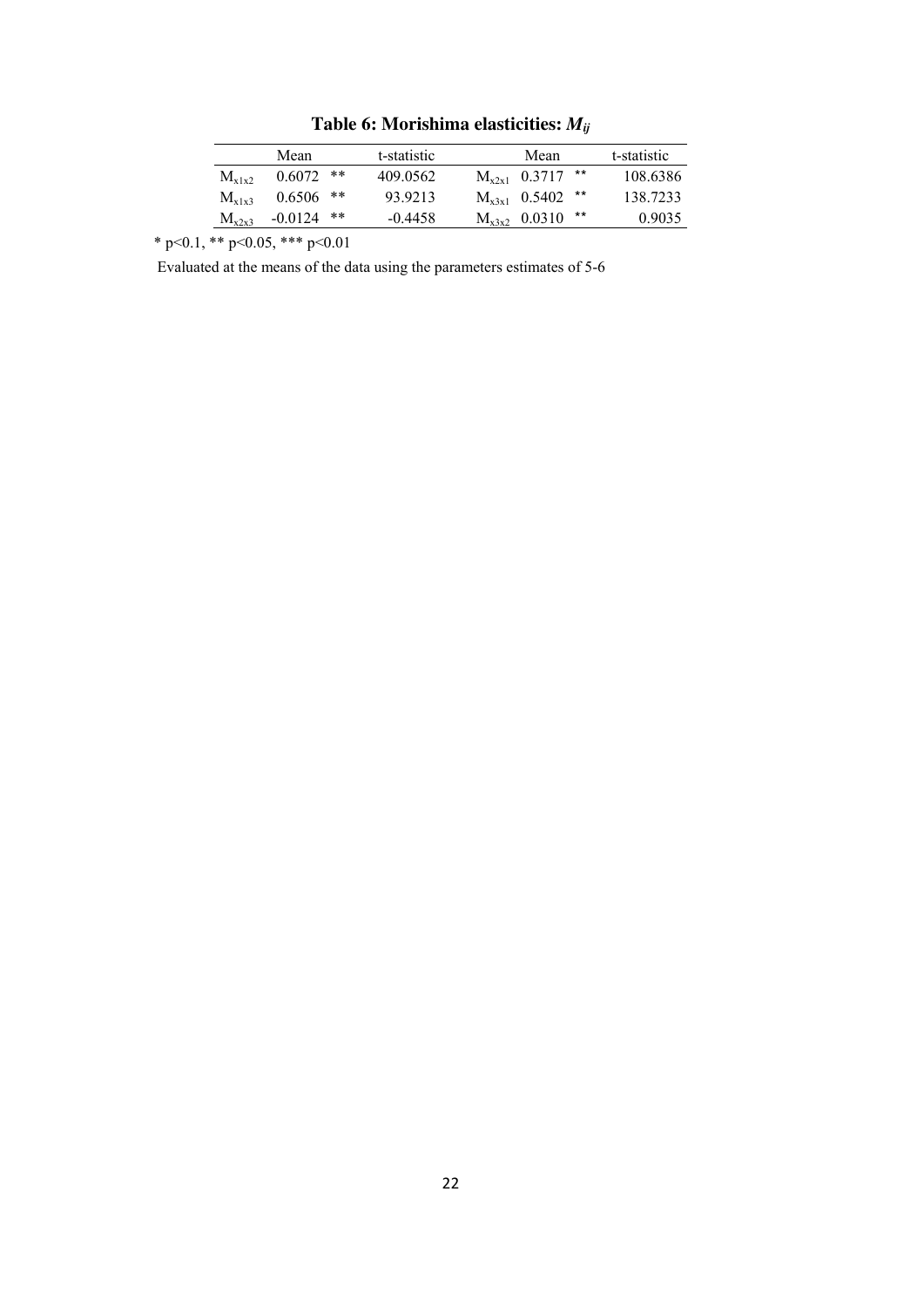**Table 6: Morishima elasticities: $M_{ij}$**

| | Mean | | t-statistic | | Mean | | t-statistic |
|---|---|---|---|---|---|---|---|
| $M_{x1x2}$ | 0.6072 | ** | 409.0562 | $M_{x2x1}$ | 0.3717 | ** | 108.6386 |
| $M_{x1x3}$ | 0.6506 | ** | 93.9213 | $M_{x3x1}$ | 0.5402 | ** | 138.7233 |
| $M_{x2x3}$ | -0.0124 | ** | -0.4458 | $M_{x3x2}$ | 0.0310 | ** | 0.9035 |

* $p<0.1$, ** $p<0.05$, *** $p<0.01$

Evaluated at the means of the data using the parameters estimates of 5-6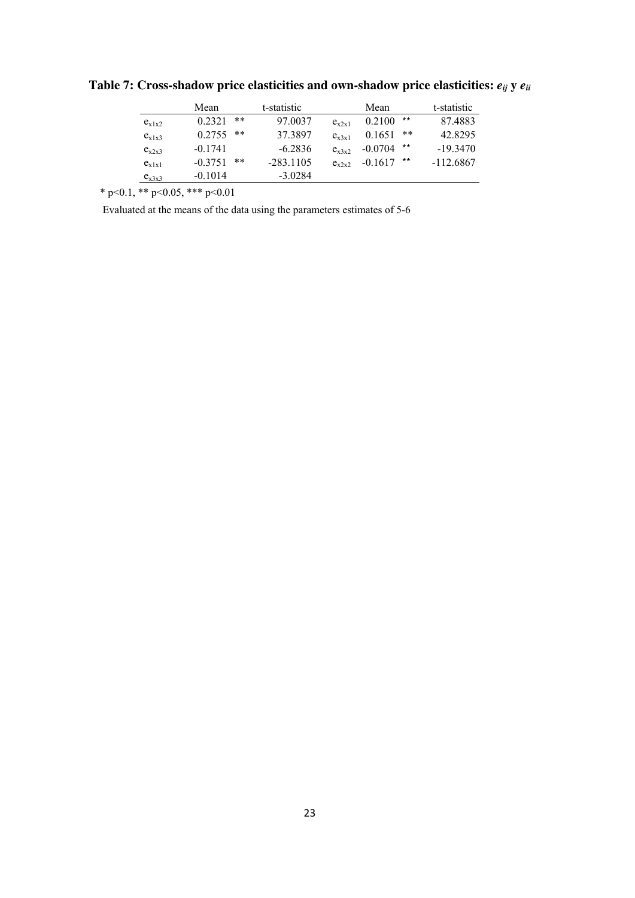**Table 7: Cross-shadow price elasticities and own-shadow price elasticities: $e_{ij}$ y $e_{ii}$**

| | Mean | | t-statistic | | Mean | | t-statistic |
|---|---|---|---|---|---|---|---|
| $e_{x1x2}$ | 0.2321 | ** | 97.0037 | $e_{x2x1}$ | 0.2100 | ** | 87.4883 |
| $e_{x1x3}$ | 0.2755 | ** | 37.3897 | $e_{x3x1}$ | 0.1651 | ** | 42.8295 |
| $e_{x2x3}$ | -0.1741 | | -6.2836 | $e_{x3x2}$ | -0.0704 | ** | -19.3470 |
| $e_{x1x1}$ | -0.3751 | ** | -283.1105 | $e_{x2x2}$ | -0.1617 | ** | -112.6867 |
| $e_{x3x3}$ | -0.1014 | | -3.0284 | | | | |

* $p<0.1$, ** $p<0.05$, *** $p<0.01$

Evaluated at the means of the data using the parameters estimates of 5-6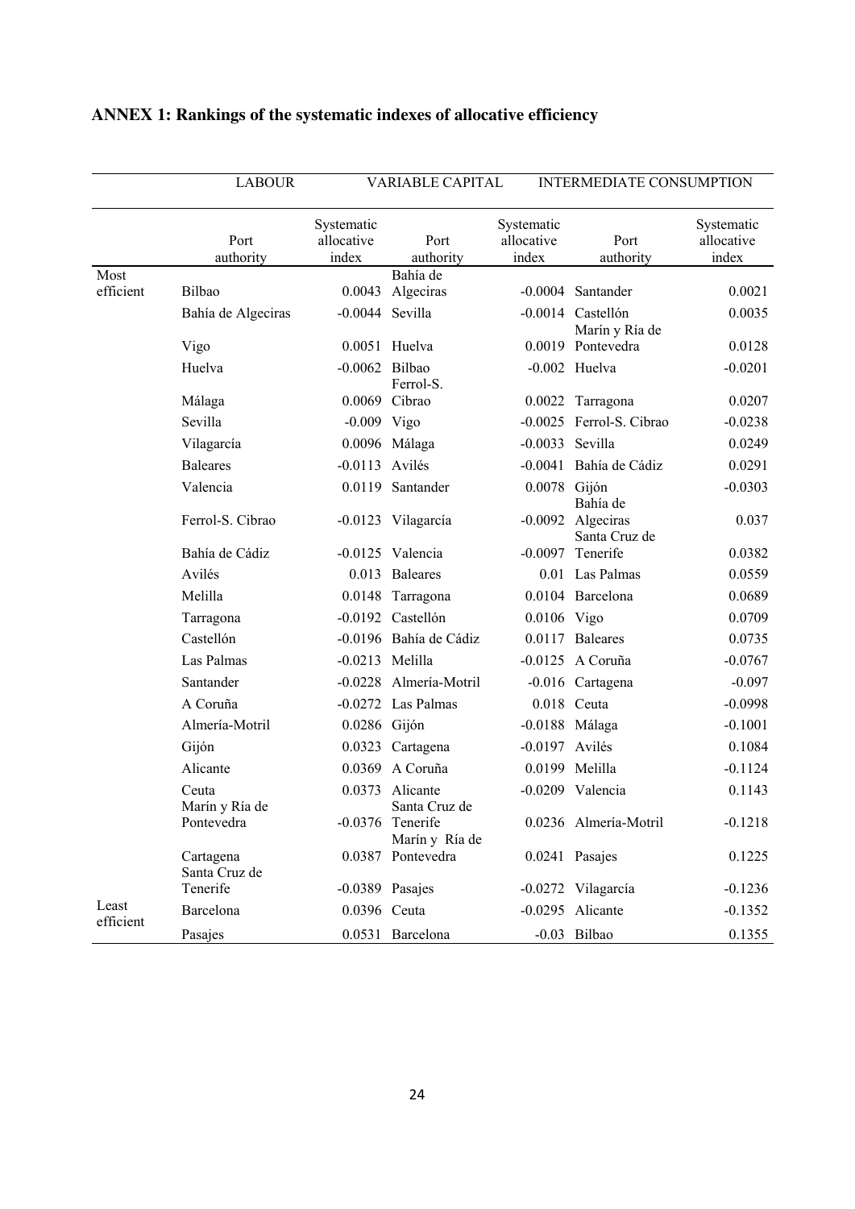# ANNEX 1: Rankings of the systematic indexes of allocative efficiency

| | LABOUR | | VARIABLE CAPITAL | | INTERMEDIATE CONSUMPTION | |
|---|---|---|---|---|---|---|
| | Port authority | Systematic allocative index | Port authority | Systematic allocative index | Port authority | Systematic allocative index |
| Most efficient | Bilbao | 0.0043 | Bahía de Algeciras | -0.0004 | Santander | 0.0021 |
| | Bahía de Algeciras | -0.0044 | Sevilla | -0.0014 | Castellón | 0.0035 |
| | Vigo | 0.0051 | Huelva | 0.0019 | Marín y Ría de Pontevedra | 0.0128 |
| | Huelva | -0.0062 | Bilbao | -0.002 | Huelva | -0.0201 |
| | Málaga | 0.0069 | Ferrol-S. Cibrao | 0.0022 | Tarragona | 0.0207 |
| | Sevilla | -0.009 | Vigo | -0.0025 | Ferrol-S. Cibrao | -0.0238 |
| | Vilagarcía | 0.0096 | Málaga | -0.0033 | Sevilla | 0.0249 |
| | Baleares | -0.0113 | Avilés | -0.0041 | Bahía de Cádiz | 0.0291 |
| | Valencia | 0.0119 | Santander | 0.0078 | Gijón | -0.0303 |
| | Ferrol-S. Cibrao | -0.0123 | Vilagarcía | -0.0092 | Bahía de Algeciras | 0.037 |
| | Bahía de Cádiz | -0.0125 | Valencia | -0.0097 | Santa Cruz de Tenerife | 0.0382 |
| | Avilés | 0.013 | Baleares | 0.01 | Las Palmas | 0.0559 |
| | Melilla | 0.0148 | Tarragona | 0.0104 | Barcelona | 0.0689 |
| | Tarragona | -0.0192 | Castellón | 0.0106 | Vigo | 0.0709 |
| | Castellón | -0.0196 | Bahía de Cádiz | 0.0117 | Baleares | 0.0735 |
| | Las Palmas | -0.0213 | Melilla | -0.0125 | A Coruña | -0.0767 |
| | Santander | -0.0228 | Almería-Motril | -0.016 | Cartagena | -0.097 |
| | A Coruña | -0.0272 | Las Palmas | 0.018 | Ceuta | -0.0998 |
| | Almería-Motril | 0.0286 | Gijón | -0.0188 | Málaga | -0.1001 |
| | Gijón | 0.0323 | Cartagena | -0.0197 | Avilés | 0.1084 |
| | Alicante | 0.0369 | A Coruña | 0.0199 | Melilla | -0.1124 |
| | Ceuta | 0.0373 | Alicante | -0.0209 | Valencia | 0.1143 |
| | Marín y Ría de Pontevedra | -0.0376 | Santa Cruz de Tenerife | 0.0236 | Almería-Motril | -0.1218 |
| | Cartagena | 0.0387 | Marín y Ría de Pontevedra | 0.0241 | Pasajes | 0.1225 |
| | Santa Cruz de Tenerife | -0.0389 | Pasajes | -0.0272 | Vilagarcía | -0.1236 |
| Least efficient | Barcelona | 0.0396 | Ceuta | -0.0295 | Alicante | -0.1352 |
| | Pasajes | 0.0531 | Barcelona | -0.03 | Bilbao | 0.1355 |